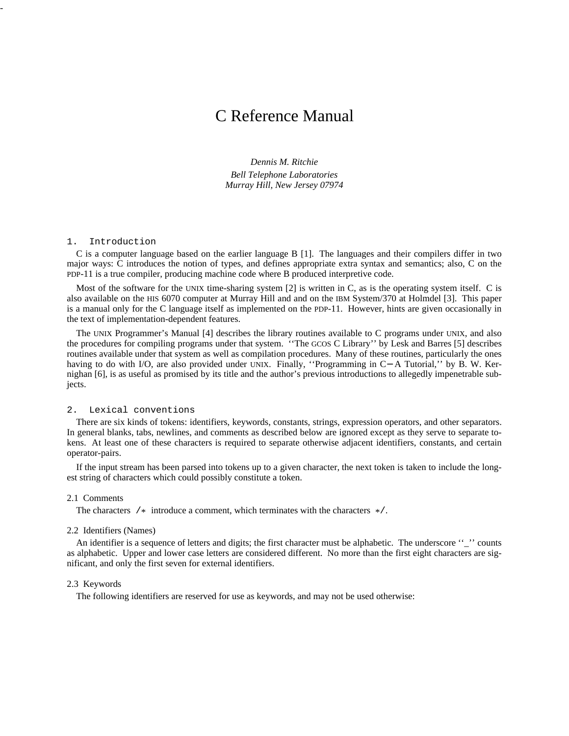# C Reference Manual

*Dennis M. Ritchie*
*Bell Telephone Laboratories*
*Murray Hill, New Jersey 07974*

## 1. Introduction

C is a computer language based on the earlier language B [1]. The languages and their compilers differ in two major ways: C introduces the notion of types, and defines appropriate extra syntax and semantics; also, C on the PDP-11 is a true compiler, producing machine code where B produced interpretive code.

Most of the software for the UNIX time-sharing system [2] is written in C, as is the operating system itself. C is also available on the HIS 6070 computer at Murray Hill and and on the IBM System/370 at Holmdel [3]. This paper is a manual only for the C language itself as implemented on the PDP-11. However, hints are given occasionally in the text of implementation-dependent features.

The UNIX Programmer's Manual [4] describes the library routines available to C programs under UNIX, and also the procedures for compiling programs under that system. ''The GCOS C Library'' by Lesk and Barres [5] describes routines available under that system as well as compilation procedures. Many of these routines, particularly the ones having to do with I/O, are also provided under UNIX. Finally, ''Programming in C− A Tutorial,'' by B. W. Kernighan [6], is as useful as promised by its title and the author's previous introductions to allegedly impenetrable subjects.

## 2. Lexical conventions

There are six kinds of tokens: identifiers, keywords, constants, strings, expression operators, and other separators. In general blanks, tabs, newlines, and comments as described below are ignored except as they serve to separate tokens. At least one of these characters is required to separate otherwise adjacent identifiers, constants, and certain operator-pairs.

If the input stream has been parsed into tokens up to a given character, the next token is taken to include the longest string of characters which could possibly constitute a token.

### 2.1 Comments

The characters `/*` introduce a comment, which terminates with the characters `*/`.

### 2.2 Identifiers (Names)

An identifier is a sequence of letters and digits; the first character must be alphabetic. The underscore ''_'' counts as alphabetic. Upper and lower case letters are considered different. No more than the first eight characters are significant, and only the first seven for external identifiers.

### 2.3 Keywords

The following identifiers are reserved for use as keywords, and may not be used otherwise: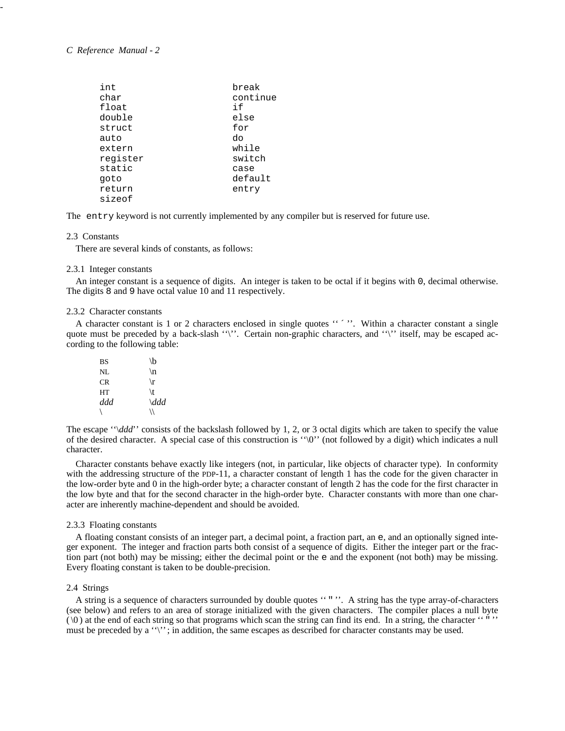```
int                     break
char                    continue
float                   if
double                  else
struct                  for
auto                    do
extern                  while
register                switch
static                  case
goto                    default
return                  entry
sizeof
```

The `entry` keyword is not currently implemented by any compiler but is reserved for future use.

### 2.3 Constants

There are several kinds of constants, as follows:

#### 2.3.1 Integer constants

An integer constant is a sequence of digits. An integer is taken to be octal if it begins with `0`, decimal otherwise. The digits `8` and `9` have octal value 10 and 11 respectively.

#### 2.3.2 Character constants

A character constant is 1 or 2 characters enclosed in single quotes ‘‘ ´ ’’. Within a character constant a single quote must be preceded by a back-slash ‘‘\’’. Certain non-graphic characters, and ‘‘\’’ itself, may be escaped according to the following table:

| | |
|---|---|
| BS | \b |
| NL | \n |
| CR | \r |
| HT | \t |
| *ddd* | \\*ddd* |
| \ | \\ |

The escape ‘‘\\*ddd*’’ consists of the backslash followed by 1, 2, or 3 octal digits which are taken to specify the value of the desired character. A special case of this construction is ‘‘\0’’ (not followed by a digit) which indicates a null character.

Character constants behave exactly like integers (not, in particular, like objects of character type). In conformity with the addressing structure of the PDP-11, a character constant of length 1 has the code for the given character in the low-order byte and 0 in the high-order byte; a character constant of length 2 has the code for the first character in the low byte and that for the second character in the high-order byte. Character constants with more than one character are inherently machine-dependent and should be avoided.

#### 2.3.3 Floating constants

A floating constant consists of an integer part, a decimal point, a fraction part, an `e`, and an optionally signed integer exponent. The integer and fraction parts both consist of a sequence of digits. Either the integer part or the fraction part (not both) may be missing; either the decimal point or the `e` and the exponent (not both) may be missing. Every floating constant is taken to be double-precision.

### 2.4 Strings

A string is a sequence of characters surrounded by double quotes ‘‘ " ’’. A string has the type array-of-characters (see below) and refers to an area of storage initialized with the given characters. The compiler places a null byte ( \0 ) at the end of each string so that programs which scan the string can find its end. In a string, the character ‘‘ " ’’ must be preceded by a ‘‘\’’; in addition, the same escapes as described for character constants may be used.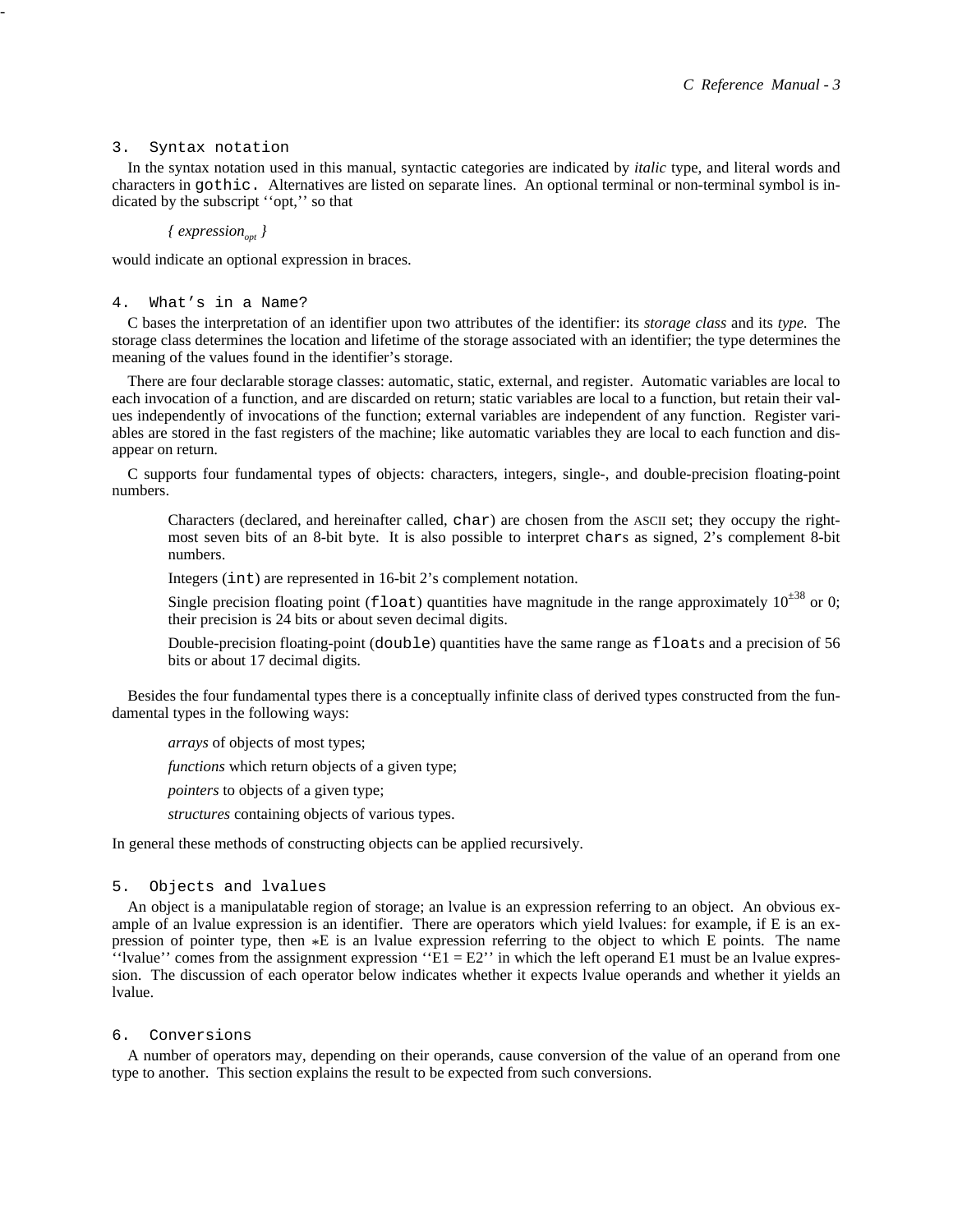## 3. Syntax notation

In the syntax notation used in this manual, syntactic categories are indicated by *italic* type, and literal words and characters in `gothic.` Alternatives are listed on separate lines. An optional terminal or non-terminal symbol is indicated by the subscript ''opt,'' so that

> { $expression_{opt}$ }

would indicate an optional expression in braces.

## 4. What's in a Name?

C bases the interpretation of an identifier upon two attributes of the identifier: its *storage class* and its *type.* The storage class determines the location and lifetime of the storage associated with an identifier; the type determines the meaning of the values found in the identifier's storage.

There are four declarable storage classes: automatic, static, external, and register. Automatic variables are local to each invocation of a function, and are discarded on return; static variables are local to a function, but retain their values independently of invocations of the function; external variables are independent of any function. Register variables are stored in the fast registers of the machine; like automatic variables they are local to each function and disappear on return.

C supports four fundamental types of objects: characters, integers, single-, and double-precision floating-point numbers.

> Characters (declared, and hereinafter called, `char`) are chosen from the ASCII set; they occupy the rightmost seven bits of an 8-bit byte. It is also possible to interpret `char`s as signed, 2's complement 8-bit numbers.
>
> Integers (`int`) are represented in 16-bit 2's complement notation.
>
> Single precision floating point (`float`) quantities have magnitude in the range approximately $10^{\pm 38}$ or 0; their precision is 24 bits or about seven decimal digits.
>
> Double-precision floating-point (`double`) quantities have the same range as `float`s and a precision of 56 bits or about 17 decimal digits.

Besides the four fundamental types there is a conceptually infinite class of derived types constructed from the fundamental types in the following ways:

> *arrays* of objects of most types;
>
> *functions* which return objects of a given type;
>
> *pointers* to objects of a given type;
>
> *structures* containing objects of various types.

In general these methods of constructing objects can be applied recursively.

## 5. Objects and lvalues

An object is a manipulatable region of storage; an lvalue is an expression referring to an object. An obvious example of an lvalue expression is an identifier. There are operators which yield lvalues: for example, if E is an expression of pointer type, then *E is an lvalue expression referring to the object to which E points. The name ''lvalue'' comes from the assignment expression ''E1 = E2'' in which the left operand E1 must be an lvalue expression. The discussion of each operator below indicates whether it expects lvalue operands and whether it yields an lvalue.

## 6. Conversions

A number of operators may, depending on their operands, cause conversion of the value of an operand from one type to another. This section explains the result to be expected from such conversions.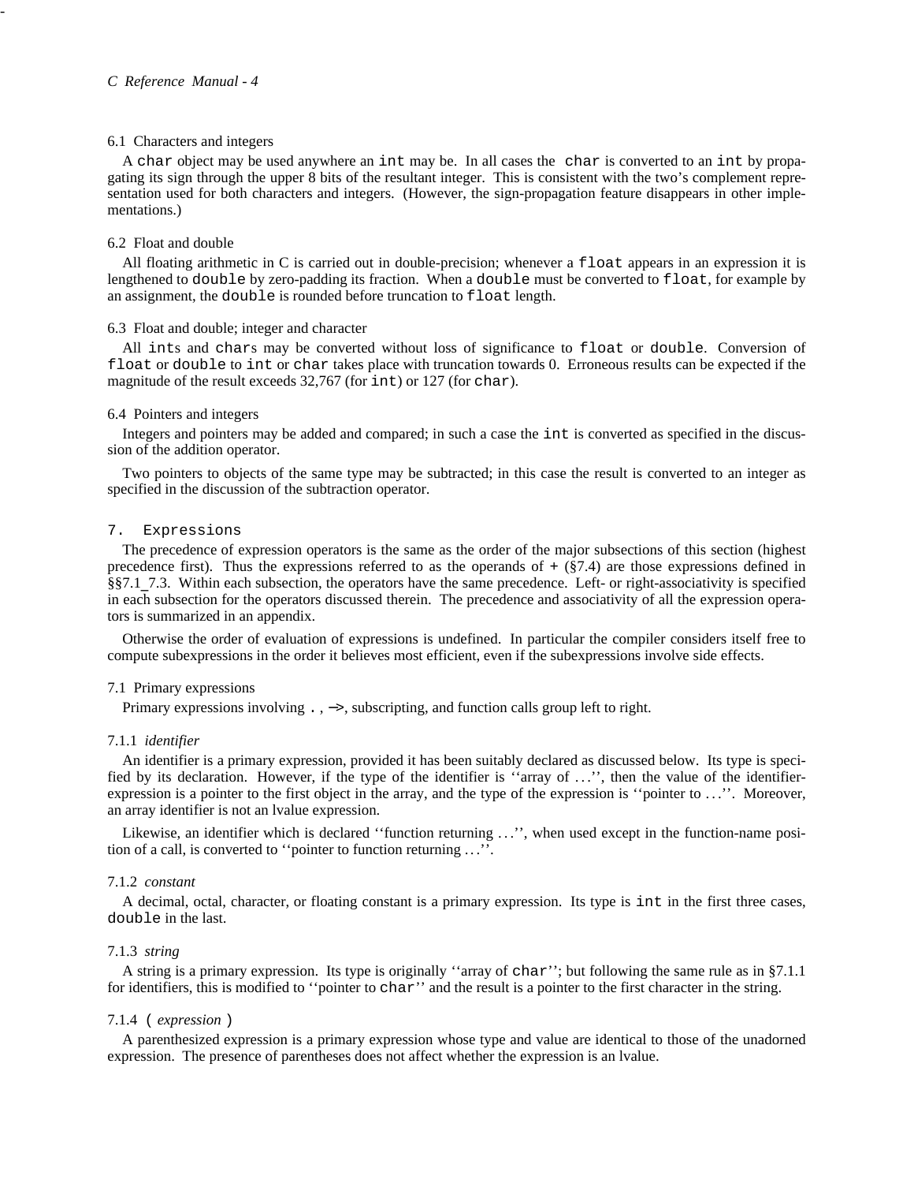### 6.1 Characters and integers

A `char` object may be used anywhere an `int` may be. In all cases the `char` is converted to an `int` by propagating its sign through the upper 8 bits of the resultant integer. This is consistent with the two's complement representation used for both characters and integers. (However, the sign-propagation feature disappears in other implementations.)

### 6.2 Float and double

All floating arithmetic in C is carried out in double-precision; whenever a `float` appears in an expression it is lengthened to `double` by zero-padding its fraction. When a `double` must be converted to `float`, for example by an assignment, the `double` is rounded before truncation to `float` length.

### 6.3 Float and double; integer and character

All `int`s and `char`s may be converted without loss of significance to `float` or `double`. Conversion of `float` or `double` to `int` or `char` takes place with truncation towards 0. Erroneous results can be expected if the magnitude of the result exceeds 32,767 (for `int`) or 127 (for `char`).

### 6.4 Pointers and integers

Integers and pointers may be added and compared; in such a case the `int` is converted as specified in the discussion of the addition operator.

Two pointers to objects of the same type may be subtracted; in this case the result is converted to an integer as specified in the discussion of the subtraction operator.

## 7. Expressions

The precedence of expression operators is the same as the order of the major subsections of this section (highest precedence first). Thus the expressions referred to as the operands of `+` (§7.4) are those expressions defined in §§7.1_7.3. Within each subsection, the operators have the same precedence. Left- or right-associativity is specified in each subsection for the operators discussed therein. The precedence and associativity of all the expression operators is summarized in an appendix.

Otherwise the order of evaluation of expressions is undefined. In particular the compiler considers itself free to compute subexpressions in the order it believes most efficient, even if the subexpressions involve side effects.

### 7.1 Primary expressions

Primary expressions involving `.` , `−>`, subscripting, and function calls group left to right.

#### 7.1.1 *identifier*

An identifier is a primary expression, provided it has been suitably declared as discussed below. Its type is specified by its declaration. However, if the type of the identifier is ''array of . . .'', then the value of the identifier-expression is a pointer to the first object in the array, and the type of the expression is ''pointer to . . .''. Moreover, an array identifier is not an lvalue expression.

Likewise, an identifier which is declared ''function returning . . .'', when used except in the function-name position of a call, is converted to ''pointer to function returning . . .''.

#### 7.1.2 *constant*

A decimal, octal, character, or floating constant is a primary expression. Its type is `int` in the first three cases, `double` in the last.

#### 7.1.3 *string*

A string is a primary expression. Its type is originally ''array of `char`''; but following the same rule as in §7.1.1 for identifiers, this is modified to ''pointer to `char`'' and the result is a pointer to the first character in the string.

#### 7.1.4 `(` *expression* `)`

A parenthesized expression is a primary expression whose type and value are identical to those of the unadorned expression. The presence of parentheses does not affect whether the expression is an lvalue.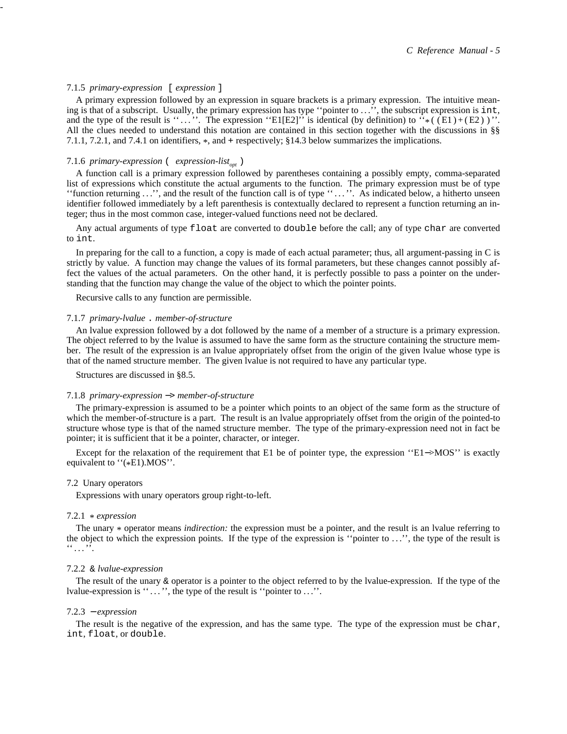### 7.1.5 *primary-expression* [ *expression* ]

A primary expression followed by an expression in square brackets is a primary expression. The intuitive meaning is that of a subscript. Usually, the primary expression has type ''pointer to ...'', the subscript expression is `int`, and the type of the result is ''...''. The expression ''E1[E2]'' is identical (by definition) to ''*((E1)+(E2))''. All the clues needed to understand this notation are contained in this section together with the discussions in §§ 7.1.1, 7.2.1, and 7.4.1 on identifiers, *, and + respectively; §14.3 below summarizes the implications.

### 7.1.6 *primary-expression* ( *expression-list*$_{opt}$ )

A function call is a primary expression followed by parentheses containing a possibly empty, comma-separated list of expressions which constitute the actual arguments to the function. The primary expression must be of type ''function returning ...'', and the result of the function call is of type ''...''. As indicated below, a hitherto unseen identifier followed immediately by a left parenthesis is contextually declared to represent a function returning an integer; thus in the most common case, integer-valued functions need not be declared.

Any actual arguments of type `float` are converted to `double` before the call; any of type `char` are converted to `int`.

In preparing for the call to a function, a copy is made of each actual parameter; thus, all argument-passing in C is strictly by value. A function may change the values of its formal parameters, but these changes cannot possibly affect the values of the actual parameters. On the other hand, it is perfectly possible to pass a pointer on the understanding that the function may change the value of the object to which the pointer points.

Recursive calls to any function are permissible.

### 7.1.7 *primary-lvalue* . *member-of-structure*

An lvalue expression followed by a dot followed by the name of a member of a structure is a primary expression. The object referred to by the lvalue is assumed to have the same form as the structure containing the structure member. The result of the expression is an lvalue appropriately offset from the origin of the given lvalue whose type is that of the named structure member. The given lvalue is not required to have any particular type.

Structures are discussed in §8.5.

### 7.1.8 *primary-expression* –> *member-of-structure*

The primary-expression is assumed to be a pointer which points to an object of the same form as the structure of which the member-of-structure is a part. The result is an lvalue appropriately offset from the origin of the pointed-to structure whose type is that of the named structure member. The type of the primary-expression need not in fact be pointer; it is sufficient that it be a pointer, character, or integer.

Except for the relaxation of the requirement that E1 be of pointer type, the expression ''E1–>MOS'' is exactly equivalent to ''(*E1).MOS''.

## 7.2 Unary operators

Expressions with unary operators group right-to-left.

### 7.2.1 * *expression*

The unary * operator means *indirection:* the expression must be a pointer, and the result is an lvalue referring to the object to which the expression points. If the type of the expression is ''pointer to ...'', the type of the result is ''...''.

### 7.2.2 & *lvalue-expression*

The result of the unary & operator is a pointer to the object referred to by the lvalue-expression. If the type of the lvalue-expression is ''...'', the type of the result is ''pointer to ...''.

### 7.2.3 – *expression*

The result is the negative of the expression, and has the same type. The type of the expression must be `char`, `int`, `float`, or `double`.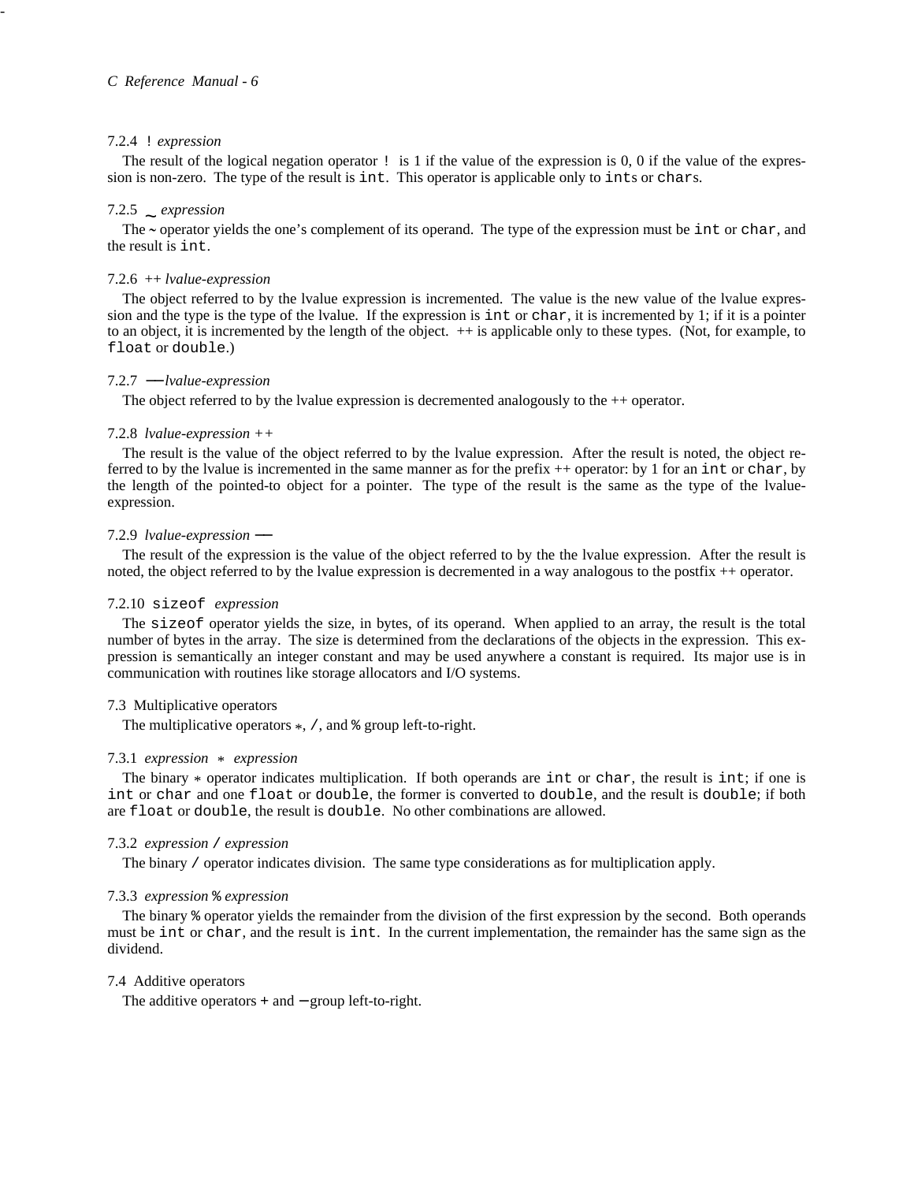7.2.4 `!` *expression*

The result of the logical negation operator `!` is 1 if the value of the expression is 0, 0 if the value of the expression is non-zero. The type of the result is `int`. This operator is applicable only to `int`s or `char`s.

7.2.5 `~` *expression*

The `~` operator yields the one's complement of its operand. The type of the expression must be `int` or `char`, and the result is `int`.

7.2.6 ++ *lvalue-expression*

The object referred to by the lvalue expression is incremented. The value is the new value of the lvalue expression and the type is the type of the lvalue. If the expression is `int` or `char`, it is incremented by 1; if it is a pointer to an object, it is incremented by the length of the object. ++ is applicable only to these types. (Not, for example, to `float` or `double`.)

7.2.7 −− *lvalue-expression*

The object referred to by the lvalue expression is decremented analogously to the ++ operator.

7.2.8 *lvalue-expression* ++

The result is the value of the object referred to by the lvalue expression. After the result is noted, the object referred to by the lvalue is incremented in the same manner as for the prefix ++ operator: by 1 for an `int` or `char`, by the length of the pointed-to object for a pointer. The type of the result is the same as the type of the lvalue-expression.

7.2.9 *lvalue-expression* −−

The result of the expression is the value of the object referred to by the the lvalue expression. After the result is noted, the object referred to by the lvalue expression is decremented in a way analogous to the postfix ++ operator.

7.2.10 `sizeof` *expression*

The `sizeof` operator yields the size, in bytes, of its operand. When applied to an array, the result is the total number of bytes in the array. The size is determined from the declarations of the objects in the expression. This expression is semantically an integer constant and may be used anywhere a constant is required. Its major use is in communication with routines like storage allocators and I/O systems.

7.3 Multiplicative operators

The multiplicative operators `*`, `/`, and `%` group left-to-right.

7.3.1 *expression* `*` *expression*

The binary `*` operator indicates multiplication. If both operands are `int` or `char`, the result is `int`; if one is `int` or `char` and one `float` or `double`, the former is converted to `double`, and the result is `double`; if both are `float` or `double`, the result is `double`. No other combinations are allowed.

7.3.2 *expression* `/` *expression*

The binary `/` operator indicates division. The same type considerations as for multiplication apply.

7.3.3 *expression* `%` *expression*

The binary `%` operator yields the remainder from the division of the first expression by the second. Both operands must be `int` or `char`, and the result is `int`. In the current implementation, the remainder has the same sign as the dividend.

7.4 Additive operators

The additive operators `+` and `−` group left-to-right.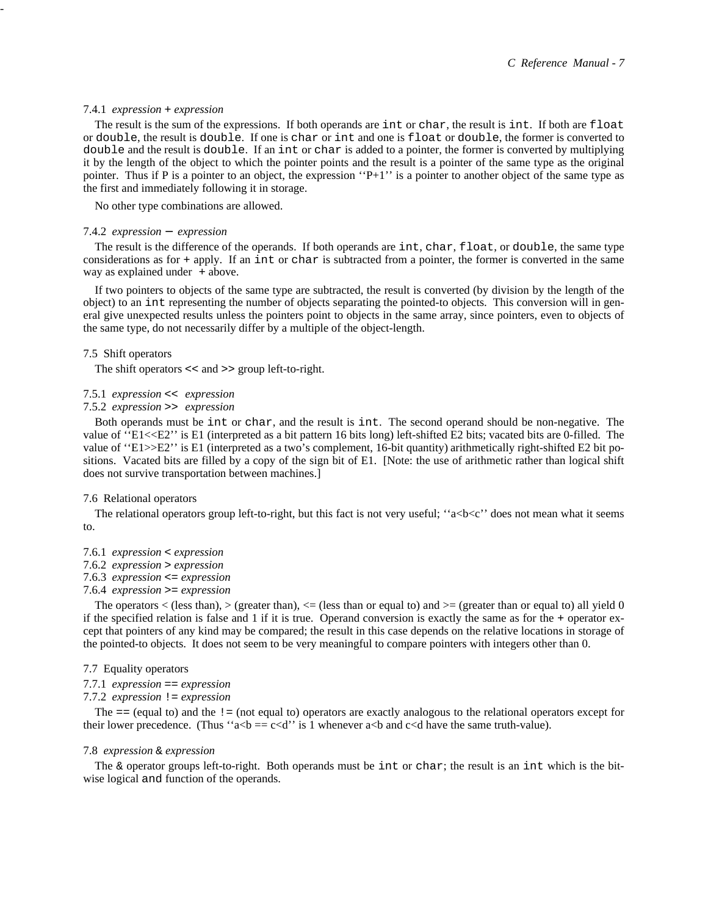### 7.4.1 *expression* + *expression*

The result is the sum of the expressions. If both operands are `int` or `char`, the result is `int`. If both are `float` or `double`, the result is `double`. If one is `char` or `int` and one is `float` or `double`, the former is converted to `double` and the result is `double`. If an `int` or `char` is added to a pointer, the former is converted by multiplying it by the length of the object to which the pointer points and the result is a pointer of the same type as the original pointer. Thus if P is a pointer to an object, the expression ‘‘P+1’’ is a pointer to another object of the same type as the first and immediately following it in storage.

No other type combinations are allowed.

### 7.4.2 *expression* − *expression*

The result is the difference of the operands. If both operands are `int`, `char`, `float`, or `double`, the same type considerations as for + apply. If an `int` or `char` is subtracted from a pointer, the former is converted in the same way as explained under + above.

If two pointers to objects of the same type are subtracted, the result is converted (by division by the length of the object) to an `int` representing the number of objects separating the pointed-to objects. This conversion will in general give unexpected results unless the pointers point to objects in the same array, since pointers, even to objects of the same type, do not necessarily differ by a multiple of the object-length.

## 7.5 Shift operators

The shift operators << and >> group left-to-right.

### 7.5.1 *expression* << *expression*
### 7.5.2 *expression* >> *expression*

Both operands must be `int` or `char`, and the result is `int`. The second operand should be non-negative. The value of ‘‘E1<<E2’’ is E1 (interpreted as a bit pattern 16 bits long) left-shifted E2 bits; vacated bits are 0-filled. The value of ‘‘E1>>E2’’ is E1 (interpreted as a two’s complement, 16-bit quantity) arithmetically right-shifted E2 bit positions. Vacated bits are filled by a copy of the sign bit of E1. [Note: the use of arithmetic rather than logical shift does not survive transportation between machines.]

## 7.6 Relational operators

The relational operators group left-to-right, but this fact is not very useful; ‘‘a<b<c’’ does not mean what it seems to.

### 7.6.1 *expression* < *expression*
### 7.6.2 *expression* > *expression*
### 7.6.3 *expression* <= *expression*
### 7.6.4 *expression* >= *expression*

The operators < (less than), > (greater than), <= (less than or equal to) and >= (greater than or equal to) all yield 0 if the specified relation is false and 1 if it is true. Operand conversion is exactly the same as for the + operator except that pointers of any kind may be compared; the result in this case depends on the relative locations in storage of the pointed-to objects. It does not seem to be very meaningful to compare pointers with integers other than 0.

## 7.7 Equality operators

### 7.7.1 *expression* == *expression*
### 7.7.2 *expression* != *expression*

The == (equal to) and the != (not equal to) operators are exactly analogous to the relational operators except for their lower precedence. (Thus ‘‘a<b == c<d’’ is 1 whenever a<b and c<d have the same truth-value).

## 7.8 *expression* & *expression*

The & operator groups left-to-right. Both operands must be `int` or `char`; the result is an `int` which is the bit-wise logical `and` function of the operands.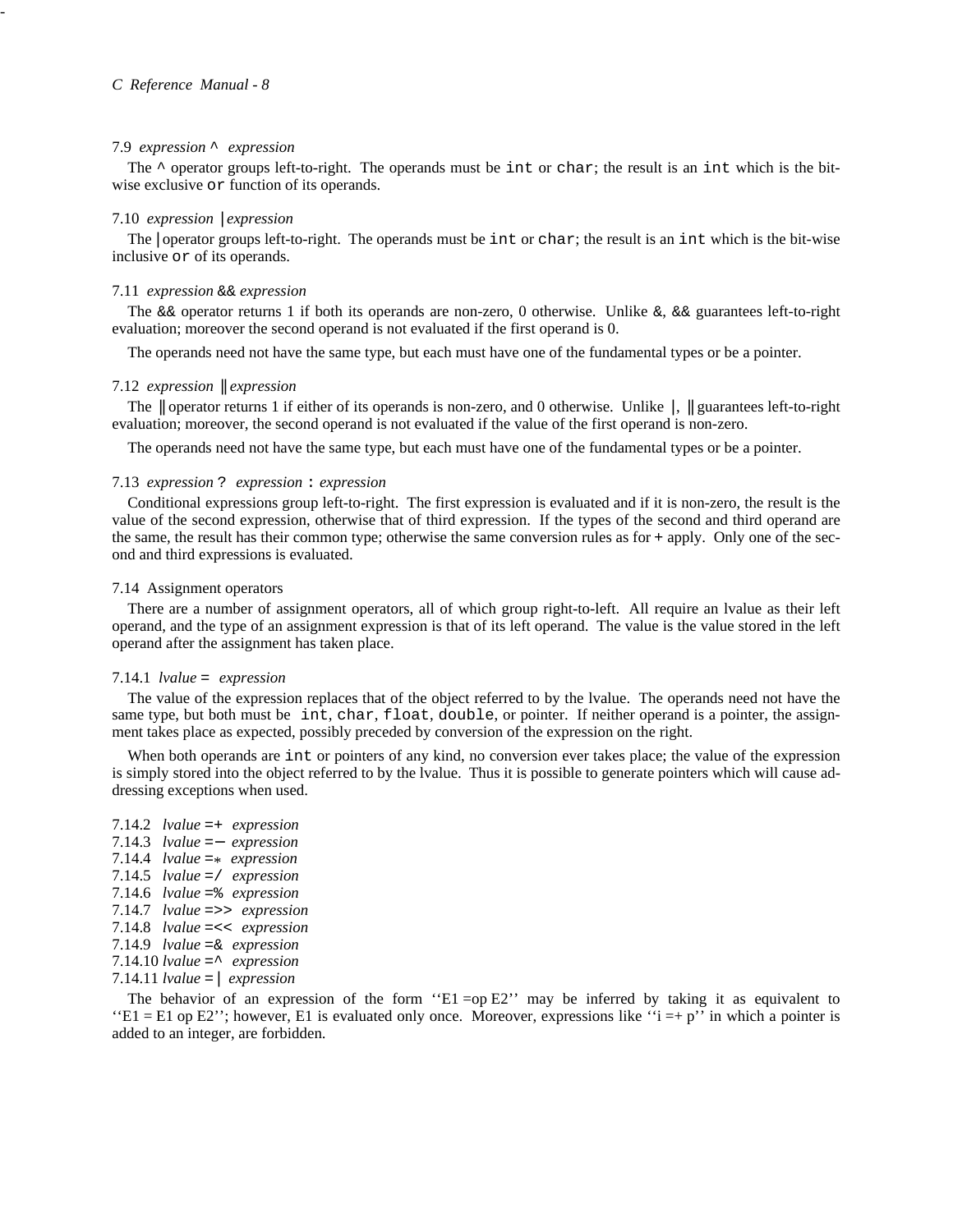### 7.9 *expression* ^ *expression*

The ^ operator groups left-to-right. The operands must be `int` or `char`; the result is an `int` which is the bit-wise exclusive `or` function of its operands.

### 7.10 *expression* | *expression*

The | operator groups left-to-right. The operands must be `int` or `char`; the result is an `int` which is the bit-wise inclusive `or` of its operands.

### 7.11 *expression* && *expression*

The && operator returns 1 if both its operands are non-zero, 0 otherwise. Unlike &, && guarantees left-to-right evaluation; moreover the second operand is not evaluated if the first operand is 0.

The operands need not have the same type, but each must have one of the fundamental types or be a pointer.

### 7.12 *expression* || *expression*

The || operator returns 1 if either of its operands is non-zero, and 0 otherwise. Unlike |, || guarantees left-to-right evaluation; moreover, the second operand is not evaluated if the value of the first operand is non-zero.

The operands need not have the same type, but each must have one of the fundamental types or be a pointer.

### 7.13 *expression* ? *expression* : *expression*

Conditional expressions group left-to-right. The first expression is evaluated and if it is non-zero, the result is the value of the second expression, otherwise that of third expression. If the types of the second and third operand are the same, the result has their common type; otherwise the same conversion rules as for + apply. Only one of the second and third expressions is evaluated.

### 7.14 Assignment operators

There are a number of assignment operators, all of which group right-to-left. All require an lvalue as their left operand, and the type of an assignment expression is that of its left operand. The value is the value stored in the left operand after the assignment has taken place.

### 7.14.1 *lvalue* = *expression*

The value of the expression replaces that of the object referred to by the lvalue. The operands need not have the same type, but both must be `int`, `char`, `float`, `double`, or pointer. If neither operand is a pointer, the assignment takes place as expected, possibly preceded by conversion of the expression on the right.

When both operands are `int` or pointers of any kind, no conversion ever takes place; the value of the expression is simply stored into the object referred to by the lvalue. Thus it is possible to generate pointers which will cause addressing exceptions when used.

7.14.2 *lvalue* =+ *expression*
7.14.3 *lvalue* =− *expression*
7.14.4 *lvalue* =* *expression*
7.14.5 *lvalue* =/ *expression*
7.14.6 *lvalue* =% *expression*
7.14.7 *lvalue* =>> *expression*
7.14.8 *lvalue* =<< *expression*
7.14.9 *lvalue* =& *expression*
7.14.10 *lvalue* =^ *expression*
7.14.11 *lvalue* =| *expression*

The behavior of an expression of the form ‘‘E1 =op E2’’ may be inferred by taking it as equivalent to ‘‘E1 = E1 op E2’’; however, E1 is evaluated only once. Moreover, expressions like ‘‘i =+ p’’ in which a pointer is added to an integer, are forbidden.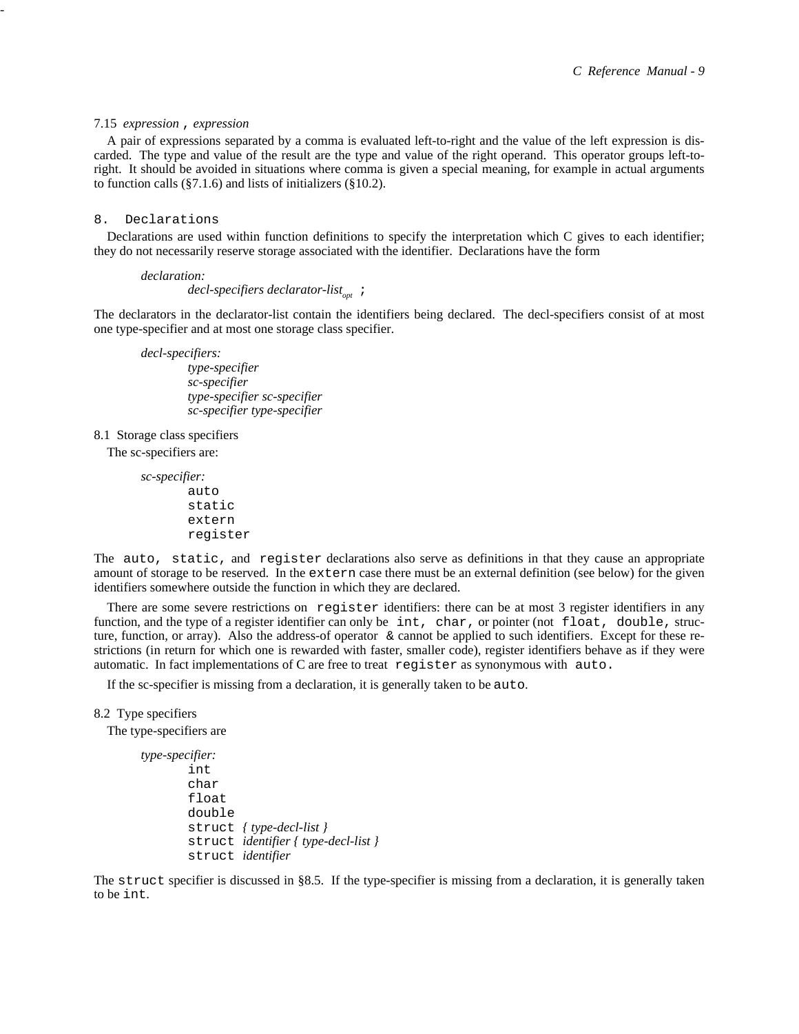### 7.15 *expression* `,` *expression*

A pair of expressions separated by a comma is evaluated left-to-right and the value of the left expression is discarded. The type and value of the result are the type and value of the right operand. This operator groups left-to-right. It should be avoided in situations where comma is given a special meaning, for example in actual arguments to function calls (§7.1.6) and lists of initializers (§10.2).

## 8. Declarations

Declarations are used within function definitions to specify the interpretation which C gives to each identifier; they do not necessarily reserve storage associated with the identifier. Declarations have the form

> *declaration:*
> *decl-specifiers declarator-list*$_{opt}$ `;`

The declarators in the declarator-list contain the identifiers being declared. The decl-specifiers consist of at most one type-specifier and at most one storage class specifier.

> *decl-specifiers:*
> *type-specifier*
> *sc-specifier*
> *type-specifier sc-specifier*
> *sc-specifier type-specifier*

### 8.1 Storage class specifiers

The sc-specifiers are:

> *sc-specifier:*
> `auto`
> `static`
> `extern`
> `register`

The `auto,` `static,` and `register` declarations also serve as definitions in that they cause an appropriate amount of storage to be reserved. In the `extern` case there must be an external definition (see below) for the given identifiers somewhere outside the function in which they are declared.

There are some severe restrictions on `register` identifiers: there can be at most 3 register identifiers in any function, and the type of a register identifier can only be `int,` `char,` or pointer (not `float,` `double,` structure, function, or array). Also the address-of operator `&` cannot be applied to such identifiers. Except for these restrictions (in return for which one is rewarded with faster, smaller code), register identifiers behave as if they were automatic. In fact implementations of C are free to treat `register` as synonymous with `auto.`

If the sc-specifier is missing from a declaration, it is generally taken to be `auto`.

### 8.2 Type specifiers

The type-specifiers are

> *type-specifier:*
> `int`
> `char`
> `float`
> `double`
> `struct` *{ type-decl-list }*
> `struct` *identifier { type-decl-list }*
> `struct` *identifier*

The `struct` specifier is discussed in §8.5. If the type-specifier is missing from a declaration, it is generally taken to be `int`.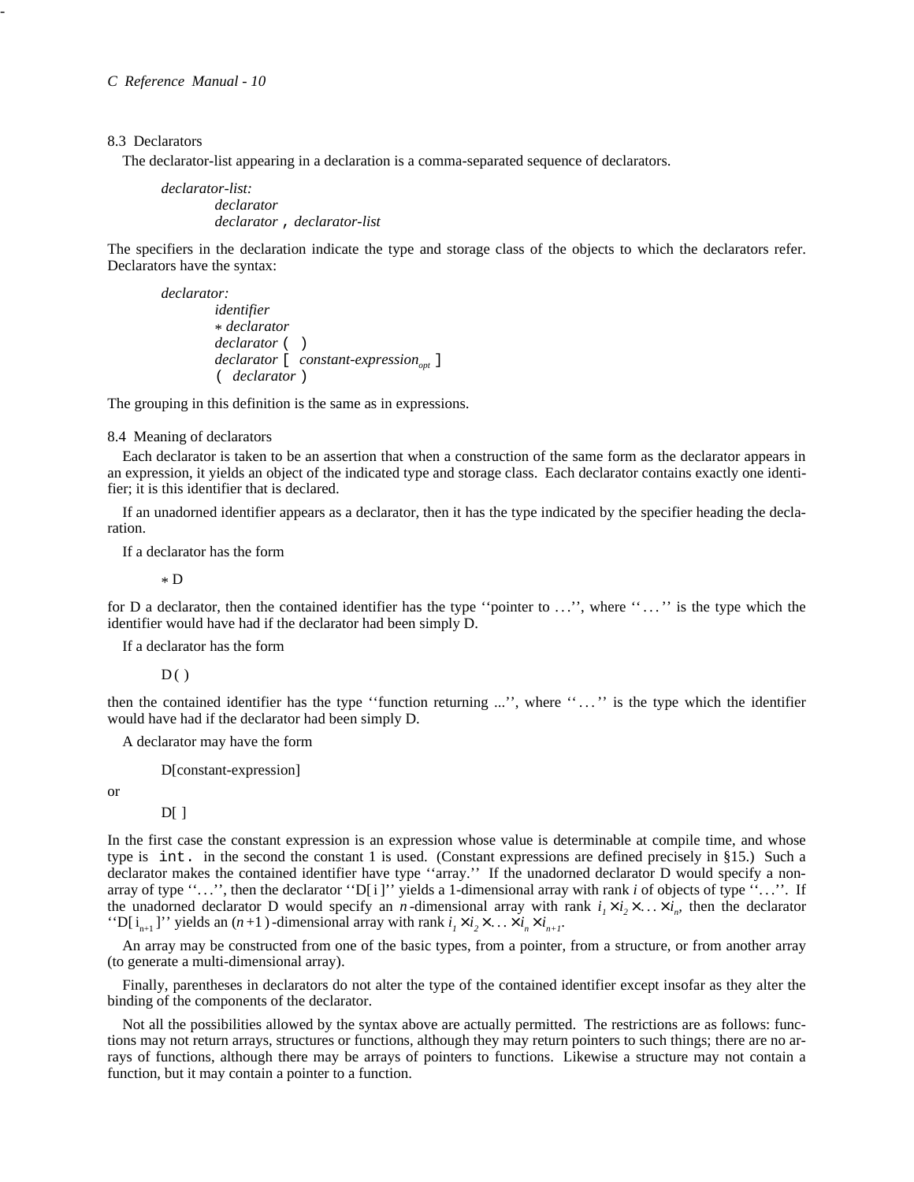## 8.3 Declarators

The declarator-list appearing in a declaration is a comma-separated sequence of declarators.

> *declarator-list:*
> > *declarator*
> > *declarator* `,` *declarator-list*

The specifiers in the declaration indicate the type and storage class of the objects to which the declarators refer. Declarators have the syntax:

> *declarator:*
> > *identifier*
> > ∗ *declarator*
> > *declarator* `( )`
> > *declarator* `[` *constant-expression*$_{opt}$ `]`
> > `(` *declarator* `)`

The grouping in this definition is the same as in expressions.

## 8.4 Meaning of declarators

Each declarator is taken to be an assertion that when a construction of the same form as the declarator appears in an expression, it yields an object of the indicated type and storage class. Each declarator contains exactly one identifier; it is this identifier that is declared.

If an unadorned identifier appears as a declarator, then it has the type indicated by the specifier heading the declaration.

If a declarator has the form

> ∗ D

for D a declarator, then the contained identifier has the type ''pointer to ...'', where ''...'' is the type which the identifier would have had if the declarator had been simply D.

If a declarator has the form

> D( )

then the contained identifier has the type ''function returning ...'', where ''...'' is the type which the identifier would have had if the declarator had been simply D.

A declarator may have the form

> D[constant-expression]

or

> D[ ]

In the first case the constant expression is an expression whose value is determinable at compile time, and whose type is `int.` in the second the constant 1 is used. (Constant expressions are defined precisely in §15.) Such a declarator makes the contained identifier have type ''array.'' If the unadorned declarator D would specify a non-array of type ''...'', then the declarator ''D[ i ]'' yields a 1-dimensional array with rank *i* of objects of type ''...''. If the unadorned declarator D would specify an $n$-dimensional array with rank $i_1 \times i_2 \times \ldots \times i_n$, then the declarator ''D[ $i_{n+1}$ ]'' yields an $(n+1)$-dimensional array with rank $i_1 \times i_2 \times \ldots \times i_n \times i_{n+1}$.

An array may be constructed from one of the basic types, from a pointer, from a structure, or from another array (to generate a multi-dimensional array).

Finally, parentheses in declarators do not alter the type of the contained identifier except insofar as they alter the binding of the components of the declarator.

Not all the possibilities allowed by the syntax above are actually permitted. The restrictions are as follows: functions may not return arrays, structures or functions, although they may return pointers to such things; there are no arrays of functions, although there may be arrays of pointers to functions. Likewise a structure may not contain a function, but it may contain a pointer to a function.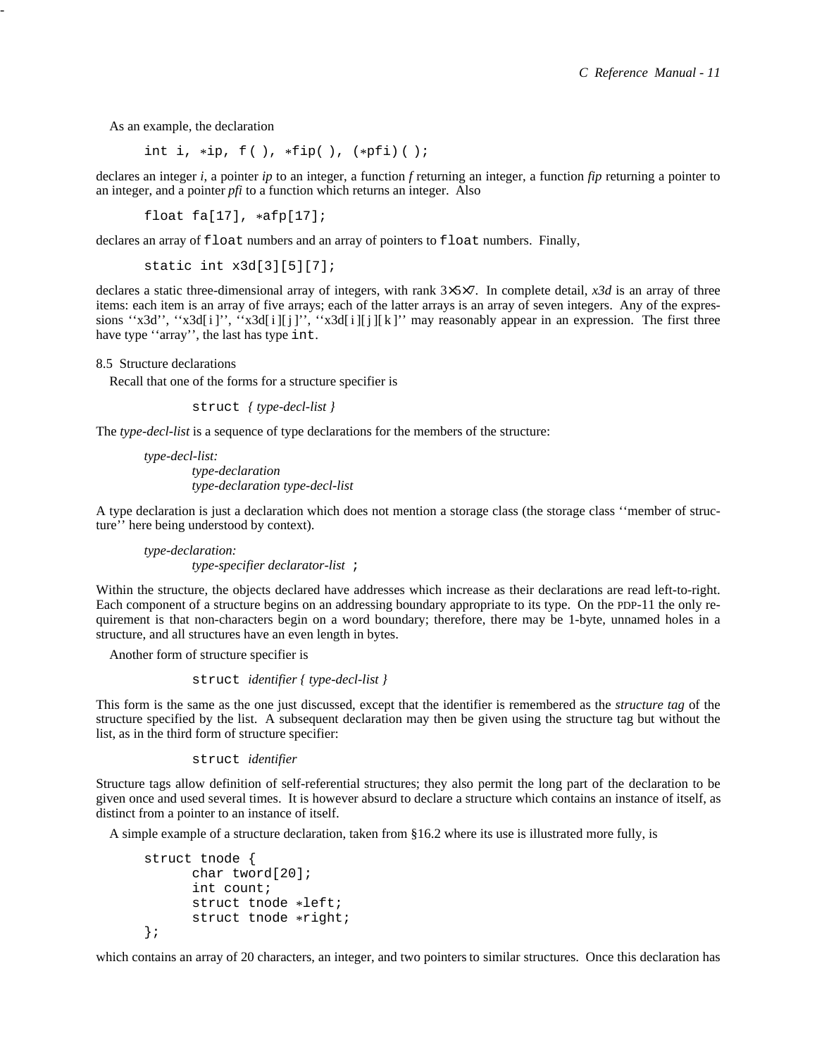As an example, the declaration

```
int i, *ip, f( ), *fip( ), (*pfi)( );
```

declares an integer *i*, a pointer *ip* to an integer, a function *f* returning an integer, a function *fip* returning a pointer to an integer, and a pointer *pfi* to a function which returns an integer. Also

```
float fa[17], *afp[17];
```

declares an array of `float` numbers and an array of pointers to `float` numbers. Finally,

```
static int x3d[3][5][7];
```

declares a static three-dimensional array of integers, with rank 3×5×7. In complete detail, *x3d* is an array of three items: each item is an array of five arrays; each of the latter arrays is an array of seven integers. Any of the expressions ''x3d'', ''x3d[ i ]'', ''x3d[ i ][ j ]'', ''x3d[ i ][ j ][ k ]'' may reasonably appear in an expression. The first three have type ''array'', the last has type `int`.

8.5 Structure declarations

Recall that one of the forms for a structure specifier is

`struct` *{ type-decl-list }*

The *type-decl-list* is a sequence of type declarations for the members of the structure:

*type-decl-list:*
*type-declaration*
*type-declaration type-decl-list*

A type declaration is just a declaration which does not mention a storage class (the storage class ''member of structure'' here being understood by context).

*type-declaration:*
*type-specifier declarator-list* `;`

Within the structure, the objects declared have addresses which increase as their declarations are read left-to-right. Each component of a structure begins on an addressing boundary appropriate to its type. On the PDP-11 the only requirement is that non-characters begin on a word boundary; therefore, there may be 1-byte, unnamed holes in a structure, and all structures have an even length in bytes.

Another form of structure specifier is

`struct` *identifier { type-decl-list }*

This form is the same as the one just discussed, except that the identifier is remembered as the *structure tag* of the structure specified by the list. A subsequent declaration may then be given using the structure tag but without the list, as in the third form of structure specifier:

`struct` *identifier*

Structure tags allow definition of self-referential structures; they also permit the long part of the declaration to be given once and used several times. It is however absurd to declare a structure which contains an instance of itself, as distinct from a pointer to an instance of itself.

A simple example of a structure declaration, taken from §16.2 where its use is illustrated more fully, is

```
struct tnode {
      char tword[20];
      int count;
      struct tnode *left;
      struct tnode *right;
};
```

which contains an array of 20 characters, an integer, and two pointers to similar structures. Once this declaration has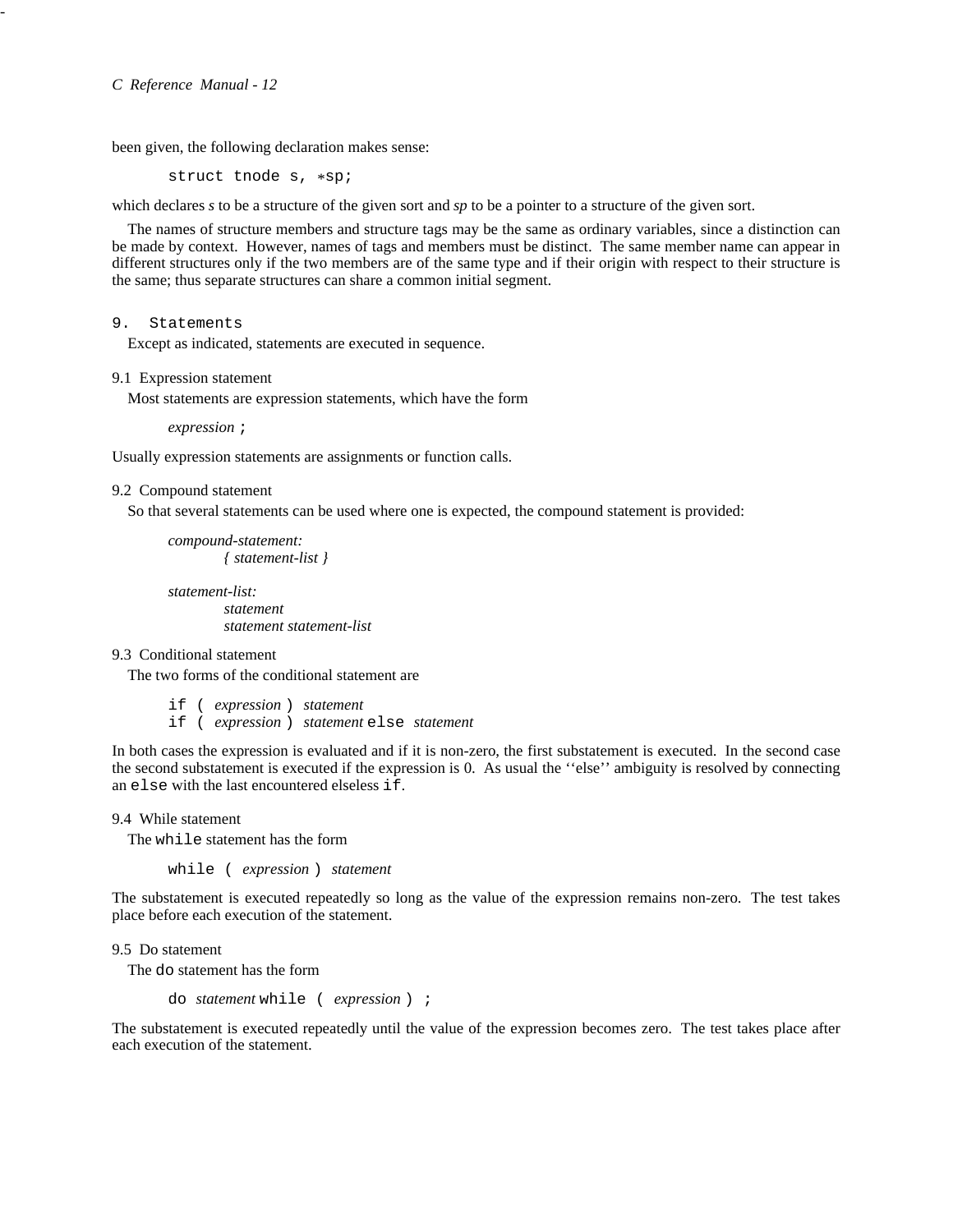been given, the following declaration makes sense:

```
struct tnode s, *sp;
```

which declares *s* to be a structure of the given sort and *sp* to be a pointer to a structure of the given sort.

The names of structure members and structure tags may be the same as ordinary variables, since a distinction can be made by context. However, names of tags and members must be distinct. The same member name can appear in different structures only if the two members are of the same type and if their origin with respect to their structure is the same; thus separate structures can share a common initial segment.

## 9. Statements

Except as indicated, statements are executed in sequence.

### 9.1 Expression statement

Most statements are expression statements, which have the form

> *expression* `;`

Usually expression statements are assignments or function calls.

### 9.2 Compound statement

So that several statements can be used where one is expected, the compound statement is provided:

> *compound-statement:*
> &nbsp;&nbsp;&nbsp;&nbsp;*{ statement-list }*
>
> *statement-list:*
> &nbsp;&nbsp;&nbsp;&nbsp;*statement*
> &nbsp;&nbsp;&nbsp;&nbsp;*statement statement-list*

### 9.3 Conditional statement

The two forms of the conditional statement are

> `if (` *expression* `)` *statement*
> `if (` *expression* `)` *statement* `else` *statement*

In both cases the expression is evaluated and if it is non-zero, the first substatement is executed. In the second case the second substatement is executed if the expression is 0. As usual the ‘‘else’’ ambiguity is resolved by connecting an `else` with the last encountered elseless `if`.

### 9.4 While statement

The `while` statement has the form

> `while (` *expression* `)` *statement*

The substatement is executed repeatedly so long as the value of the expression remains non-zero. The test takes place before each execution of the statement.

### 9.5 Do statement

The `do` statement has the form

> `do` *statement* `while (` *expression* `) ;`

The substatement is executed repeatedly until the value of the expression becomes zero. The test takes place after each execution of the statement.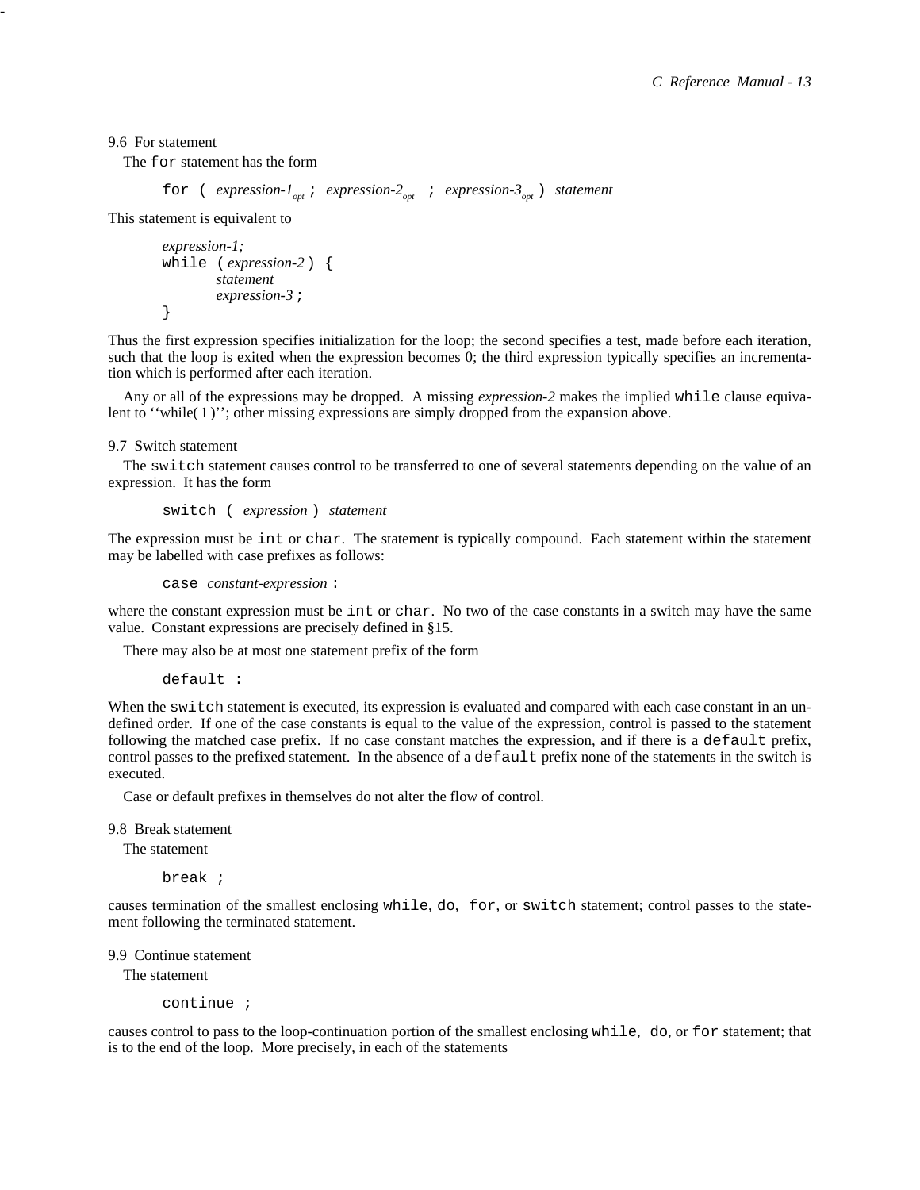### 9.6 For statement

The `for` statement has the form

> `for (` *expression-1*$_{opt}$ `;` *expression-2*$_{opt}$ `;` *expression-3*$_{opt}$ `)` *statement*

This statement is equivalent to

```
expression-1;
while ( expression-2 ) {
        statement
        expression-3 ;
}
```

Thus the first expression specifies initialization for the loop; the second specifies a test, made before each iteration, such that the loop is exited when the expression becomes 0; the third expression typically specifies an incrementation which is performed after each iteration.

Any or all of the expressions may be dropped. A missing *expression-2* makes the implied `while` clause equivalent to ''while( 1 )''; other missing expressions are simply dropped from the expansion above.

### 9.7 Switch statement

The `switch` statement causes control to be transferred to one of several statements depending on the value of an expression. It has the form

> `switch (` *expression* `)` *statement*

The expression must be `int` or `char`. The statement is typically compound. Each statement within the statement may be labelled with case prefixes as follows:

> `case` *constant-expression* `:`

where the constant expression must be `int` or `char`. No two of the case constants in a switch may have the same value. Constant expressions are precisely defined in §15.

There may also be at most one statement prefix of the form

```
default :
```

When the `switch` statement is executed, its expression is evaluated and compared with each case constant in an undefined order. If one of the case constants is equal to the value of the expression, control is passed to the statement following the matched case prefix. If no case constant matches the expression, and if there is a `default` prefix, control passes to the prefixed statement. In the absence of a `default` prefix none of the statements in the switch is executed.

Case or default prefixes in themselves do not alter the flow of control.

### 9.8 Break statement

The statement

```
break ;
```

causes termination of the smallest enclosing `while`, `do`, `for`, or `switch` statement; control passes to the statement following the terminated statement.

### 9.9 Continue statement

The statement

```
continue ;
```

causes control to pass to the loop-continuation portion of the smallest enclosing `while`, `do`, or `for` statement; that is to the end of the loop. More precisely, in each of the statements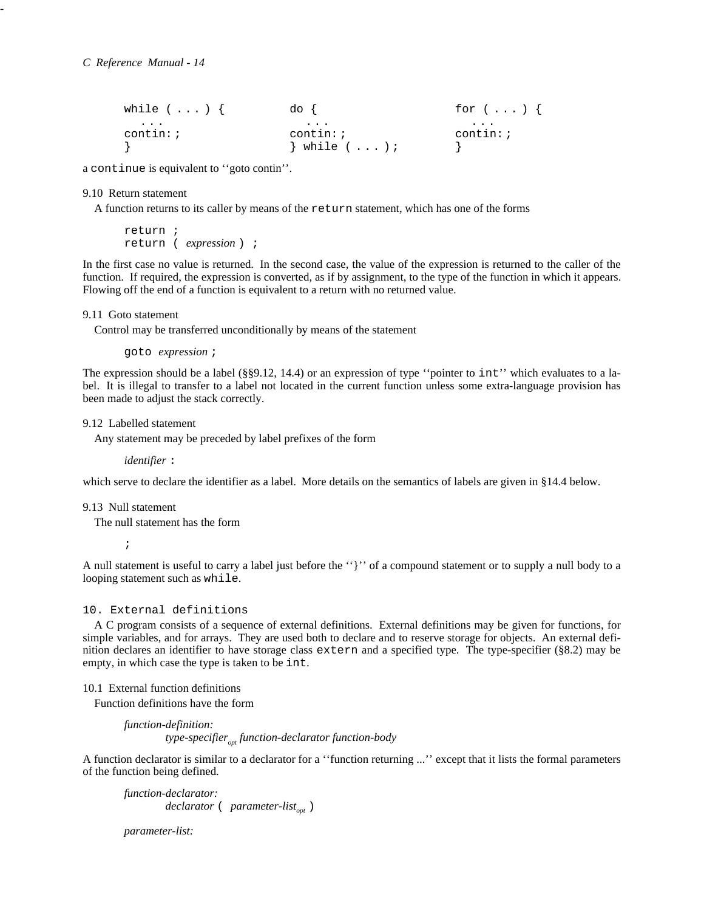```
while ( . . . ) {          do {                   for ( . . . ) {
   . . .                      . . .                  . . .
contin: ;                  contin: ;              contin: ;
}                          } while ( . . . ) ;    }
```

a `continue` is equivalent to ‘‘goto contin’’.

9.10 Return statement

A function returns to its caller by means of the `return` statement, which has one of the forms

```
return ;
return ( expression ) ;
```

In the first case no value is returned. In the second case, the value of the expression is returned to the caller of the function. If required, the expression is converted, as if by assignment, to the type of the function in which it appears. Flowing off the end of a function is equivalent to a return with no returned value.

9.11 Goto statement

Control may be transferred unconditionally by means of the statement

```
goto expression ;
```

The expression should be a label (§§9.12, 14.4) or an expression of type ‘‘pointer to `int`’’ which evaluates to a label. It is illegal to transfer to a label not located in the current function unless some extra-language provision has been made to adjust the stack correctly.

9.12 Labelled statement

Any statement may be preceded by label prefixes of the form

> *identifier* :

which serve to declare the identifier as a label. More details on the semantics of labels are given in §14.4 below.

9.13 Null statement

The null statement has the form

```
;
```

A null statement is useful to carry a label just before the ‘‘}’’ of a compound statement or to supply a null body to a looping statement such as `while`.

## 10. External definitions

A C program consists of a sequence of external definitions. External definitions may be given for functions, for simple variables, and for arrays. They are used both to declare and to reserve storage for objects. An external definition declares an identifier to have storage class `extern` and a specified type. The type-specifier (§8.2) may be empty, in which case the type is taken to be `int`.

10.1 External function definitions

Function definitions have the form

> *function-definition:*
> *type-specifier$_{opt}$ function-declarator function-body*

A function declarator is similar to a declarator for a ‘‘function returning ...’’ except that it lists the formal parameters of the function being defined.

> *function-declarator:*
> *declarator* ( *parameter-list$_{opt}$* )

> *parameter-list:*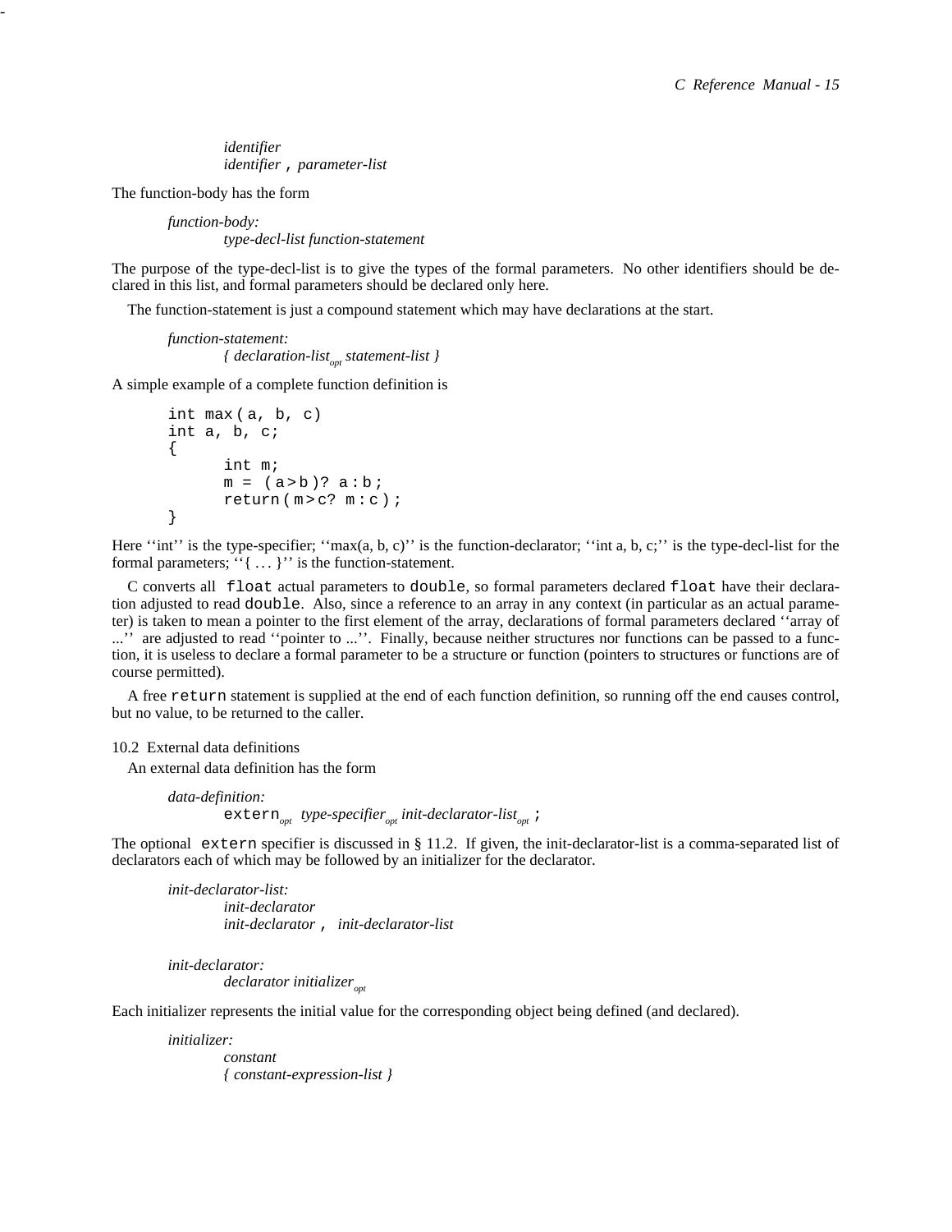*identifier*
*identifier* , *parameter-list*

The function-body has the form

*function-body:*
*type-decl-list function-statement*

The purpose of the type-decl-list is to give the types of the formal parameters. No other identifiers should be declared in this list, and formal parameters should be declared only here.

The function-statement is just a compound statement which may have declarations at the start.

*function-statement:*
{ *declaration-list*$_{opt}$ *statement-list* }

A simple example of a complete function definition is

```
int max(a, b, c)
int a, b, c;
{
      int m;
      m = (a>b)? a:b;
      return(m>c? m:c);
}
```

Here ‘‘int’’ is the type-specifier; ‘‘max(a, b, c)’’ is the function-declarator; ‘‘int a, b, c;’’ is the type-decl-list for the formal parameters; ‘‘{ ... }’’ is the function-statement.

C converts all `float` actual parameters to `double`, so formal parameters declared `float` have their declaration adjusted to read `double`. Also, since a reference to an array in any context (in particular as an actual parameter) is taken to mean a pointer to the first element of the array, declarations of formal parameters declared ‘‘array of ...’’ are adjusted to read ‘‘pointer to ...’’. Finally, because neither structures nor functions can be passed to a function, it is useless to declare a formal parameter to be a structure or function (pointers to structures or functions are of course permitted).

A free `return` statement is supplied at the end of each function definition, so running off the end causes control, but no value, to be returned to the caller.

### 10.2 External data definitions

An external data definition has the form

*data-definition:*
`extern`$_{opt}$ *type-specifier*$_{opt}$ *init-declarator-list*$_{opt}$ ;

The optional `extern` specifier is discussed in § 11.2. If given, the init-declarator-list is a comma-separated list of declarators each of which may be followed by an initializer for the declarator.

*init-declarator-list:*
*init-declarator*
*init-declarator* , *init-declarator-list*

*init-declarator:*
*declarator initializer*$_{opt}$

Each initializer represents the initial value for the corresponding object being defined (and declared).

*initializer:*
*constant*
{ *constant-expression-list* }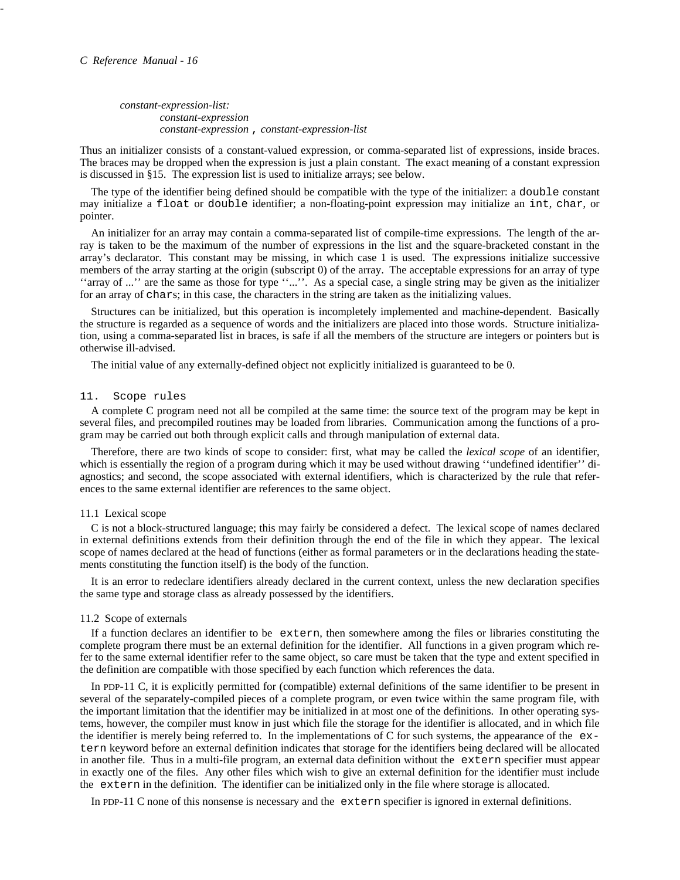*constant-expression-list:*
  *constant-expression*
  *constant-expression* , *constant-expression-list*

Thus an initializer consists of a constant-valued expression, or comma-separated list of expressions, inside braces. The braces may be dropped when the expression is just a plain constant. The exact meaning of a constant expression is discussed in §15. The expression list is used to initialize arrays; see below.

The type of the identifier being defined should be compatible with the type of the initializer: a `double` constant may initialize a `float` or `double` identifier; a non-floating-point expression may initialize an `int`, `char`, or pointer.

An initializer for an array may contain a comma-separated list of compile-time expressions. The length of the array is taken to be the maximum of the number of expressions in the list and the square-bracketed constant in the array's declarator. This constant may be missing, in which case 1 is used. The expressions initialize successive members of the array starting at the origin (subscript 0) of the array. The acceptable expressions for an array of type ''array of ...'' are the same as those for type ''...''. As a special case, a single string may be given as the initializer for an array of `char`s; in this case, the characters in the string are taken as the initializing values.

Structures can be initialized, but this operation is incompletely implemented and machine-dependent. Basically the structure is regarded as a sequence of words and the initializers are placed into those words. Structure initialization, using a comma-separated list in braces, is safe if all the members of the structure are integers or pointers but is otherwise ill-advised.

The initial value of any externally-defined object not explicitly initialized is guaranteed to be 0.

## 11. Scope rules

A complete C program need not all be compiled at the same time: the source text of the program may be kept in several files, and precompiled routines may be loaded from libraries. Communication among the functions of a program may be carried out both through explicit calls and through manipulation of external data.

Therefore, there are two kinds of scope to consider: first, what may be called the *lexical scope* of an identifier, which is essentially the region of a program during which it may be used without drawing ''undefined identifier'' diagnostics; and second, the scope associated with external identifiers, which is characterized by the rule that references to the same external identifier are references to the same object.

### 11.1 Lexical scope

C is not a block-structured language; this may fairly be considered a defect. The lexical scope of names declared in external definitions extends from their definition through the end of the file in which they appear. The lexical scope of names declared at the head of functions (either as formal parameters or in the declarations heading the statements constituting the function itself) is the body of the function.

It is an error to redeclare identifiers already declared in the current context, unless the new declaration specifies the same type and storage class as already possessed by the identifiers.

### 11.2 Scope of externals

If a function declares an identifier to be `extern`, then somewhere among the files or libraries constituting the complete program there must be an external definition for the identifier. All functions in a given program which refer to the same external identifier refer to the same object, so care must be taken that the type and extent specified in the definition are compatible with those specified by each function which references the data.

In PDP-11 C, it is explicitly permitted for (compatible) external definitions of the same identifier to be present in several of the separately-compiled pieces of a complete program, or even twice within the same program file, with the important limitation that the identifier may be initialized in at most one of the definitions. In other operating systems, however, the compiler must know in just which file the storage for the identifier is allocated, and in which file the identifier is merely being referred to. In the implementations of C for such systems, the appearance of the `extern` keyword before an external definition indicates that storage for the identifiers being declared will be allocated in another file. Thus in a multi-file program, an external data definition without the `extern` specifier must appear in exactly one of the files. Any other files which wish to give an external definition for the identifier must include the `extern` in the definition. The identifier can be initialized only in the file where storage is allocated.

In PDP-11 C none of this nonsense is necessary and the `extern` specifier is ignored in external definitions.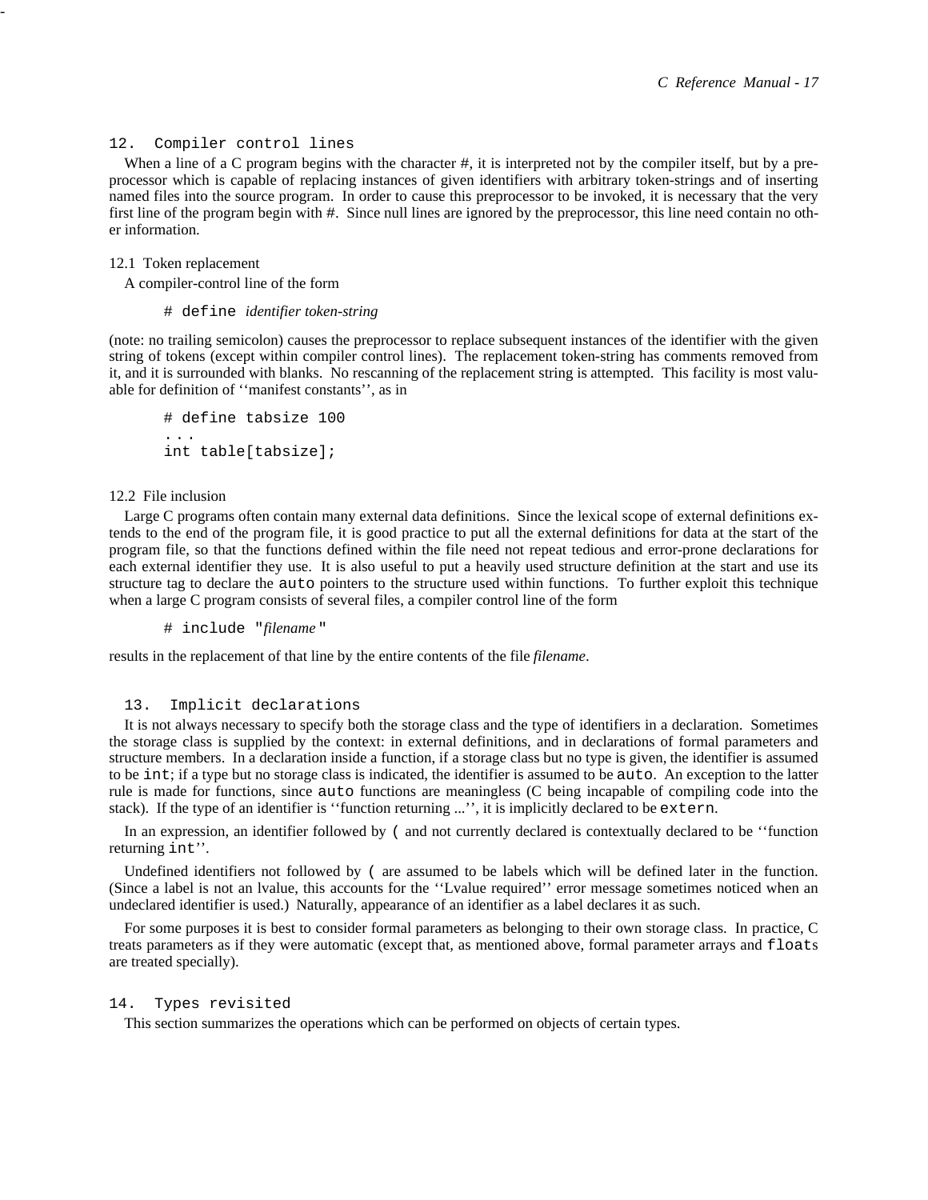## 12. Compiler control lines

When a line of a C program begins with the character #, it is interpreted not by the compiler itself, but by a preprocessor which is capable of replacing instances of given identifiers with arbitrary token-strings and of inserting named files into the source program. In order to cause this preprocessor to be invoked, it is necessary that the very first line of the program begin with #. Since null lines are ignored by the preprocessor, this line need contain no other information.

### 12.1 Token replacement

A compiler-control line of the form

```
# define identifier token-string
```

(note: no trailing semicolon) causes the preprocessor to replace subsequent instances of the identifier with the given string of tokens (except within compiler control lines). The replacement token-string has comments removed from it, and it is surrounded with blanks. No rescanning of the replacement string is attempted. This facility is most valuable for definition of ''manifest constants'', as in

```
# define tabsize 100
...
int table[tabsize];
```

### 12.2 File inclusion

Large C programs often contain many external data definitions. Since the lexical scope of external definitions extends to the end of the program file, it is good practice to put all the external definitions for data at the start of the program file, so that the functions defined within the file need not repeat tedious and error-prone declarations for each external identifier they use. It is also useful to put a heavily used structure definition at the start and use its structure tag to declare the `auto` pointers to the structure used within functions. To further exploit this technique when a large C program consists of several files, a compiler control line of the form

```
# include "filename"
```

results in the replacement of that line by the entire contents of the file *filename*.

## 13. Implicit declarations

It is not always necessary to specify both the storage class and the type of identifiers in a declaration. Sometimes the storage class is supplied by the context: in external definitions, and in declarations of formal parameters and structure members. In a declaration inside a function, if a storage class but no type is given, the identifier is assumed to be `int`; if a type but no storage class is indicated, the identifier is assumed to be `auto`. An exception to the latter rule is made for functions, since `auto` functions are meaningless (C being incapable of compiling code into the stack). If the type of an identifier is ''function returning ...'', it is implicitly declared to be `extern`.

In an expression, an identifier followed by `(` and not currently declared is contextually declared to be ''function returning `int`''.

Undefined identifiers not followed by `(` are assumed to be labels which will be defined later in the function. (Since a label is not an lvalue, this accounts for the ''Lvalue required'' error message sometimes noticed when an undeclared identifier is used.) Naturally, appearance of an identifier as a label declares it as such.

For some purposes it is best to consider formal parameters as belonging to their own storage class. In practice, C treats parameters as if they were automatic (except that, as mentioned above, formal parameter arrays and `float`s are treated specially).

## 14. Types revisited

This section summarizes the operations which can be performed on objects of certain types.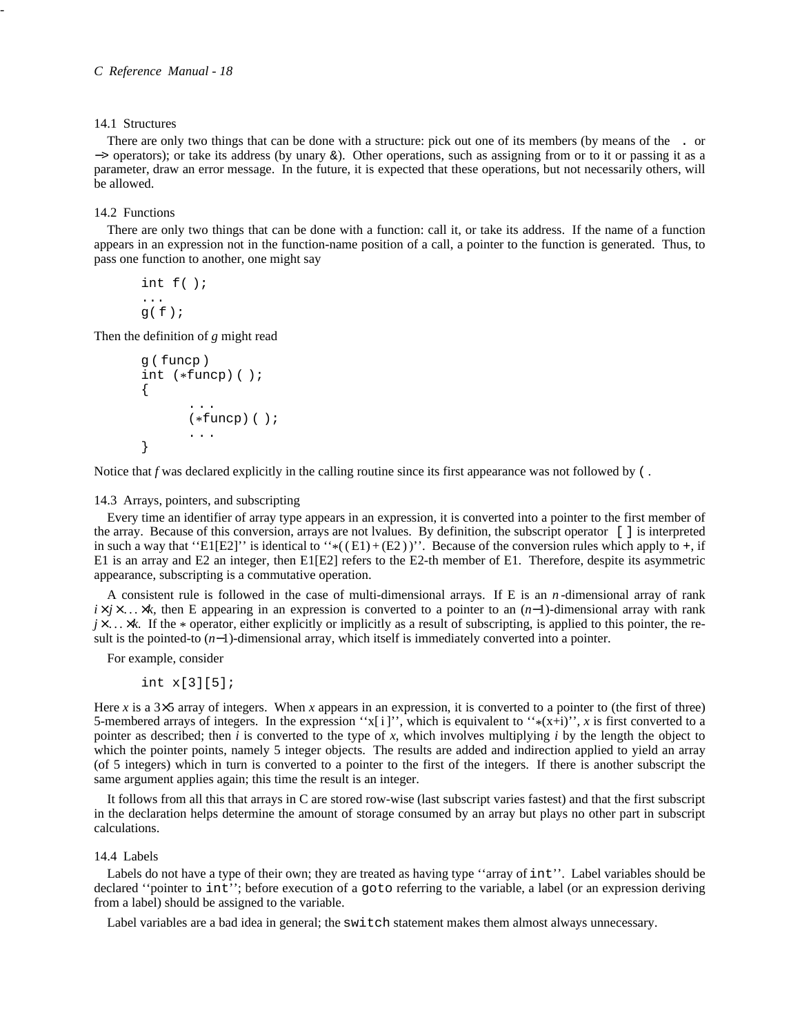### 14.1 Structures

There are only two things that can be done with a structure: pick out one of its members (by means of the `.` or `−>` operators); or take its address (by unary `&`). Other operations, such as assigning from or to it or passing it as a parameter, draw an error message. In the future, it is expected that these operations, but not necessarily others, will be allowed.

### 14.2 Functions

There are only two things that can be done with a function: call it, or take its address. If the name of a function appears in an expression not in the function-name position of a call, a pointer to the function is generated. Thus, to pass one function to another, one might say

```
int f( );
...
g(f);
```

Then the definition of *g* might read

```
g(funcp)
int (*funcp)( );
{
	...
	(*funcp)( );
	...
}
```

Notice that *f* was declared explicitly in the calling routine since its first appearance was not followed by `(`.

### 14.3 Arrays, pointers, and subscripting

Every time an identifier of array type appears in an expression, it is converted into a pointer to the first member of the array. Because of this conversion, arrays are not lvalues. By definition, the subscript operator `[ ]` is interpreted in such a way that ‘‘E1[E2]’’ is identical to ‘‘*((E1)+(E2))’’. Because of the conversion rules which apply to `+`, if E1 is an array and E2 an integer, then E1[E2] refers to the E2-th member of E1. Therefore, despite its asymmetric appearance, subscripting is a commutative operation.

A consistent rule is followed in the case of multi-dimensional arrays. If E is an $n$-dimensional array of rank $i \times j \times \ldots \times k$, then E appearing in an expression is converted to a pointer to an $(n-1)$-dimensional array with rank $j \times \ldots \times k$. If the $*$ operator, either explicitly or implicitly as a result of subscripting, is applied to this pointer, the result is the pointed-to $(n-1)$-dimensional array, which itself is immediately converted into a pointer.

For example, consider

```
int x[3][5];
```

Here *x* is a 3×5 array of integers. When *x* appears in an expression, it is converted to a pointer to (the first of three) 5-membered arrays of integers. In the expression ‘‘x[i]’’, which is equivalent to ‘‘*(x+i)’’, *x* is first converted to a pointer as described; then *i* is converted to the type of *x*, which involves multiplying *i* by the length the object to which the pointer points, namely 5 integer objects. The results are added and indirection applied to yield an array (of 5 integers) which in turn is converted to a pointer to the first of the integers. If there is another subscript the same argument applies again; this time the result is an integer.

It follows from all this that arrays in C are stored row-wise (last subscript varies fastest) and that the first subscript in the declaration helps determine the amount of storage consumed by an array but plays no other part in subscript calculations.

### 14.4 Labels

Labels do not have a type of their own; they are treated as having type ‘‘array of `int`’’. Label variables should be declared ‘‘pointer to `int`’’; before execution of a `goto` referring to the variable, a label (or an expression deriving from a label) should be assigned to the variable.

Label variables are a bad idea in general; the `switch` statement makes them almost always unnecessary.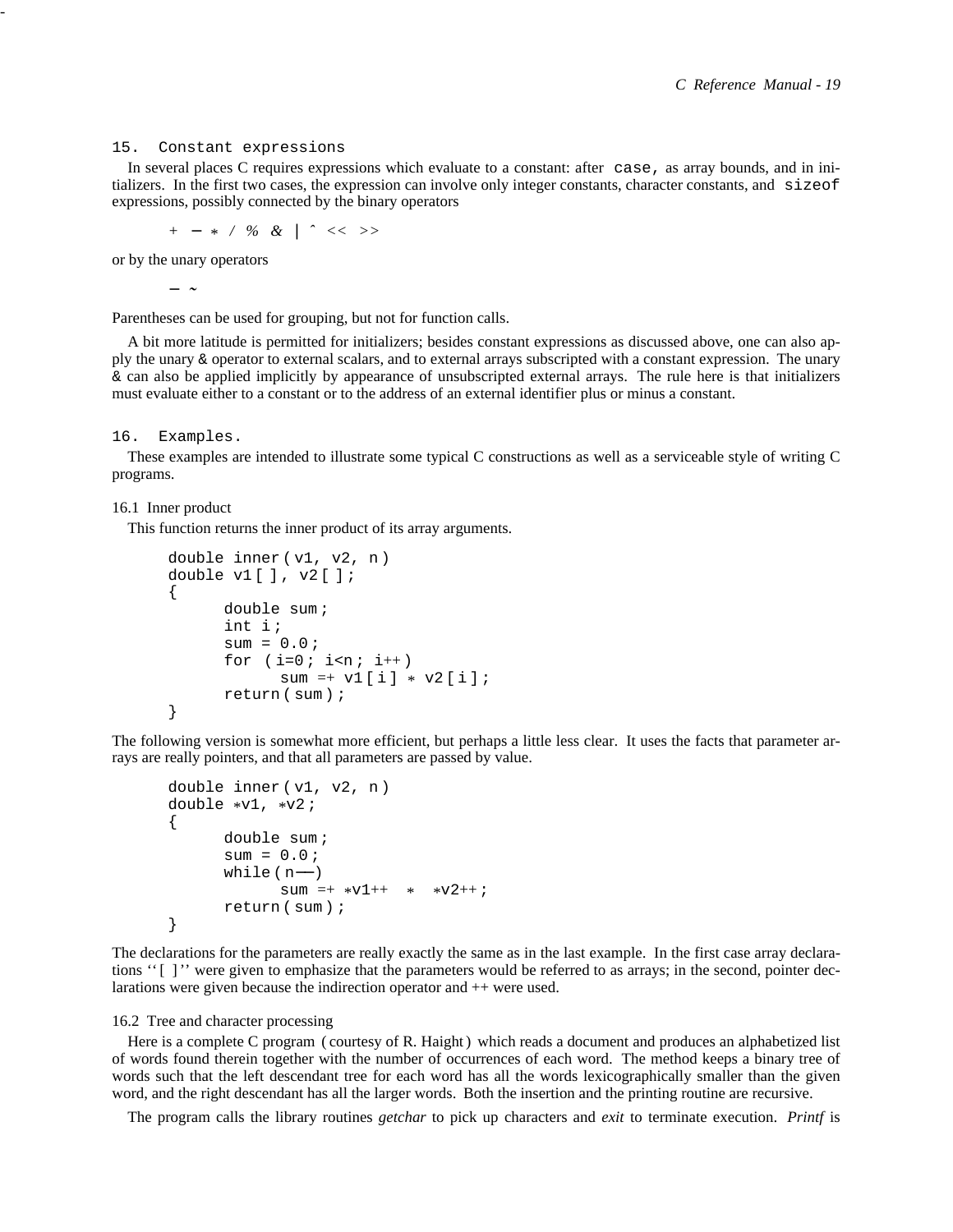## 15. Constant expressions

In several places C requires expressions which evaluate to a constant: after `case,` as array bounds, and in initializers. In the first two cases, the expression can involve only integer constants, character constants, and `sizeof` expressions, possibly connected by the binary operators

```
+ − * / % & | ^ << >>
```

or by the unary operators

```
− ~
```

Parentheses can be used for grouping, but not for function calls.

A bit more latitude is permitted for initializers; besides constant expressions as discussed above, one can also apply the unary & operator to external scalars, and to external arrays subscripted with a constant expression. The unary & can also be applied implicitly by appearance of unsubscripted external arrays. The rule here is that initializers must evaluate either to a constant or to the address of an external identifier plus or minus a constant.

## 16. Examples.

These examples are intended to illustrate some typical C constructions as well as a serviceable style of writing C programs.

### 16.1 Inner product

This function returns the inner product of its array arguments.

```
double inner ( v1, v2, n )
double v1 [ ], v2 [ ];
{
       double sum ;
       int i ;
       sum = 0.0 ;
       for ( i=0 ; i<n ; i++ )
              sum =+ v1 [ i ] * v2 [ i ];
       return ( sum ) ;
}
```

The following version is somewhat more efficient, but perhaps a little less clear. It uses the facts that parameter arrays are really pointers, and that all parameters are passed by value.

```
double inner ( v1, v2, n )
double *v1, *v2 ;
{
       double sum ;
       sum = 0.0 ;
       while ( n−− )
              sum =+ *v1++  *  *v2++ ;
       return ( sum ) ;
}
```

The declarations for the parameters are really exactly the same as in the last example. In the first case array declarations ''[ ]'' were given to emphasize that the parameters would be referred to as arrays; in the second, pointer declarations were given because the indirection operator and ++ were used.

### 16.2 Tree and character processing

Here is a complete C program ( courtesy of R. Haight ) which reads a document and produces an alphabetized list of words found therein together with the number of occurrences of each word. The method keeps a binary tree of words such that the left descendant tree for each word has all the words lexicographically smaller than the given word, and the right descendant has all the larger words. Both the insertion and the printing routine are recursive.

The program calls the library routines *getchar* to pick up characters and *exit* to terminate execution. *Printf* is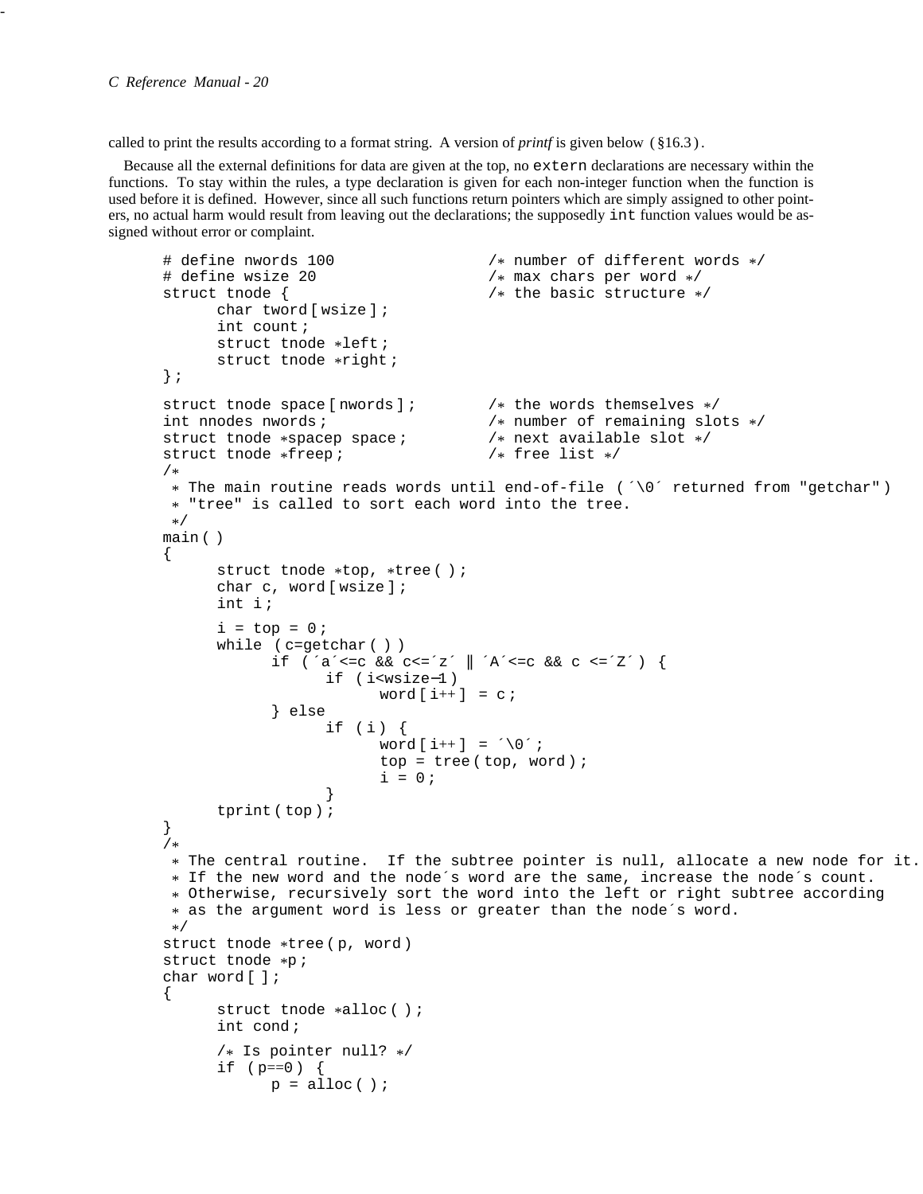called to print the results according to a format string. A version of *printf* is given below (§16.3).

Because all the external definitions for data are given at the top, no `extern` declarations are necessary within the functions. To stay within the rules, a type declaration is given for each non-integer function when the function is used before it is defined. However, since all such functions return pointers which are simply assigned to other pointers, no actual harm would result from leaving out the declarations; the supposedly `int` function values would be assigned without error or complaint.

```
# define nwords 100                    /* number of different words */
# define wsize 20                      /* max chars per word */
struct tnode {                         /* the basic structure */
      char tword[wsize];
      int count;
      struct tnode *left;
      struct tnode *right;
};

struct tnode space[nwords];            /* the words themselves */
int nnodes nwords;                     /* number of remaining slots */
struct tnode *spacep space;            /* next available slot */
struct tnode *freep;                   /* free list */
/*
 * The main routine reads words until end-of-file ('\0' returned from "getchar")
 * "tree" is called to sort each word into the tree.
 */
main()
{
      struct tnode *top, *tree();
      char c, word[wsize];
      int i;

      i = top = 0;
      while (c=getchar())
            if ('a'<=c && c<='z' || 'A'<=c && c <='Z') {
                  if (i<wsize-1)
                        word[i++] = c;
            } else
                  if (i) {
                        word[i++] = '\0';
                        top = tree(top, word);
                        i = 0;
                  }
      tprint(top);
}
/*
 * The central routine.  If the subtree pointer is null, allocate a new node for it.
 * If the new word and the node's word are the same, increase the node's count.
 * Otherwise, recursively sort the word into the left or right subtree according
 * as the argument word is less or greater than the node's word.
 */
struct tnode *tree(p, word)
struct tnode *p;
char word[];
{
      struct tnode *alloc();
      int cond;

      /* Is pointer null? */
      if (p==0) {
            p = alloc();
```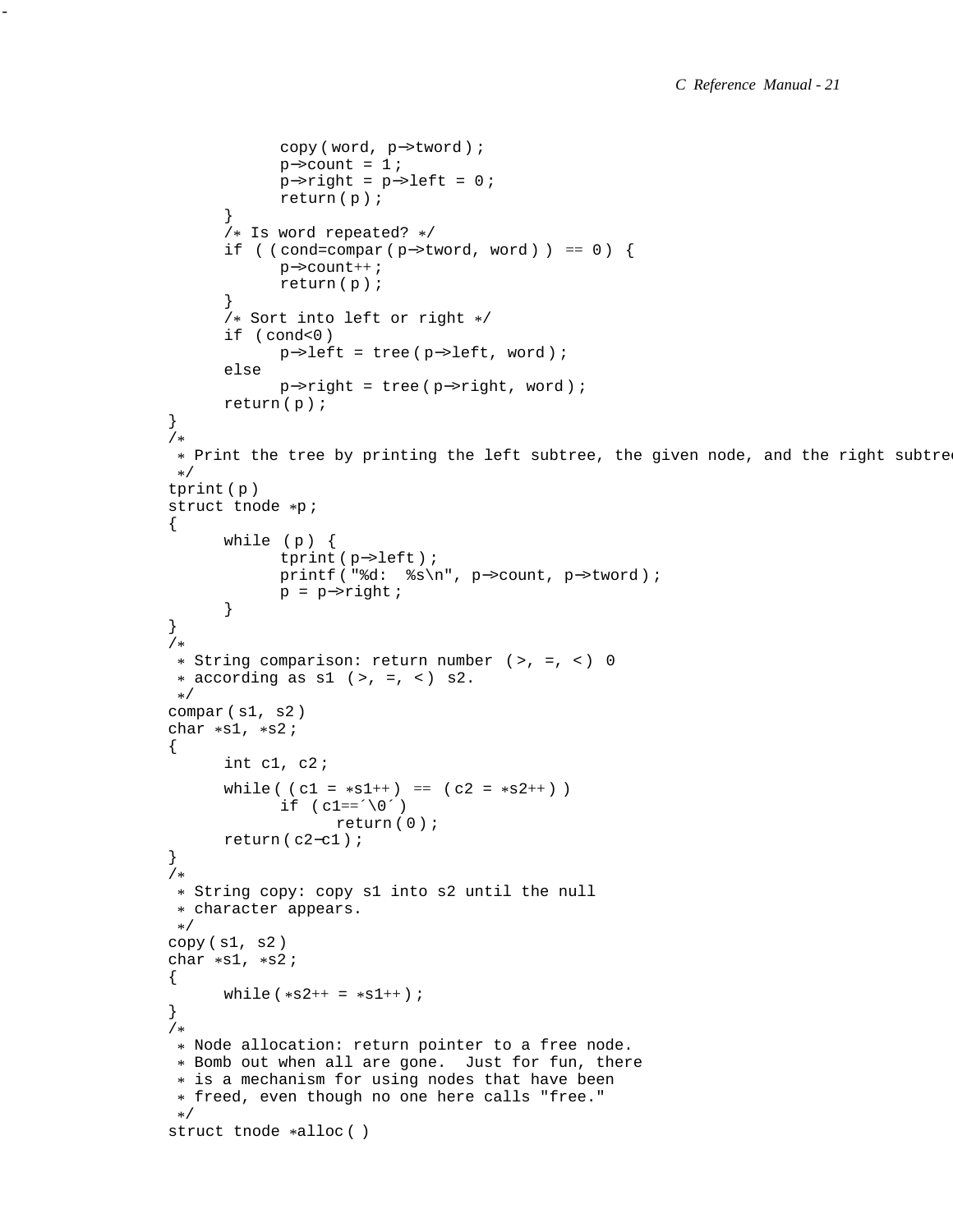```
		copy(word, p->tword);
		p->count = 1;
		p->right = p->left = 0;
		return(p);
	}
	/* Is word repeated? */
	if ((cond=compar(p->tword, word)) == 0) {
		p->count++;
		return(p);
	}
	/* Sort into left or right */
	if (cond<0)
		p->left = tree(p->left, word);
	else
		p->right = tree(p->right, word);
	return(p);
}
/*
 * Print the tree by printing the left subtree, the given node, and the right subtree
 */
tprint(p)
struct tnode *p;
{
	while (p) {
		tprint(p->left);
		printf("%d:  %s\n", p->count, p->tword);
		p = p->right;
	}
}
/*
 * String comparison: return number (>, =, <) 0
 * according as s1 (>, =, <) s2.
 */
compar(s1, s2)
char *s1, *s2;
{
	int c1, c2;

	while((c1 = *s1++) == (c2 = *s2++))
		if (c1=='\0')
			return(0);
	return(c2-c1);
}
/*
 * String copy: copy s1 into s2 until the null
 * character appears.
 */
copy(s1, s2)
char *s1, *s2;
{
	while(*s2++ = *s1++);
}
/*
 * Node allocation: return pointer to a free node.
 * Bomb out when all are gone.  Just for fun, there
 * is a mechanism for using nodes that have been
 * freed, even though no one here calls "free."
 */
struct tnode *alloc()
```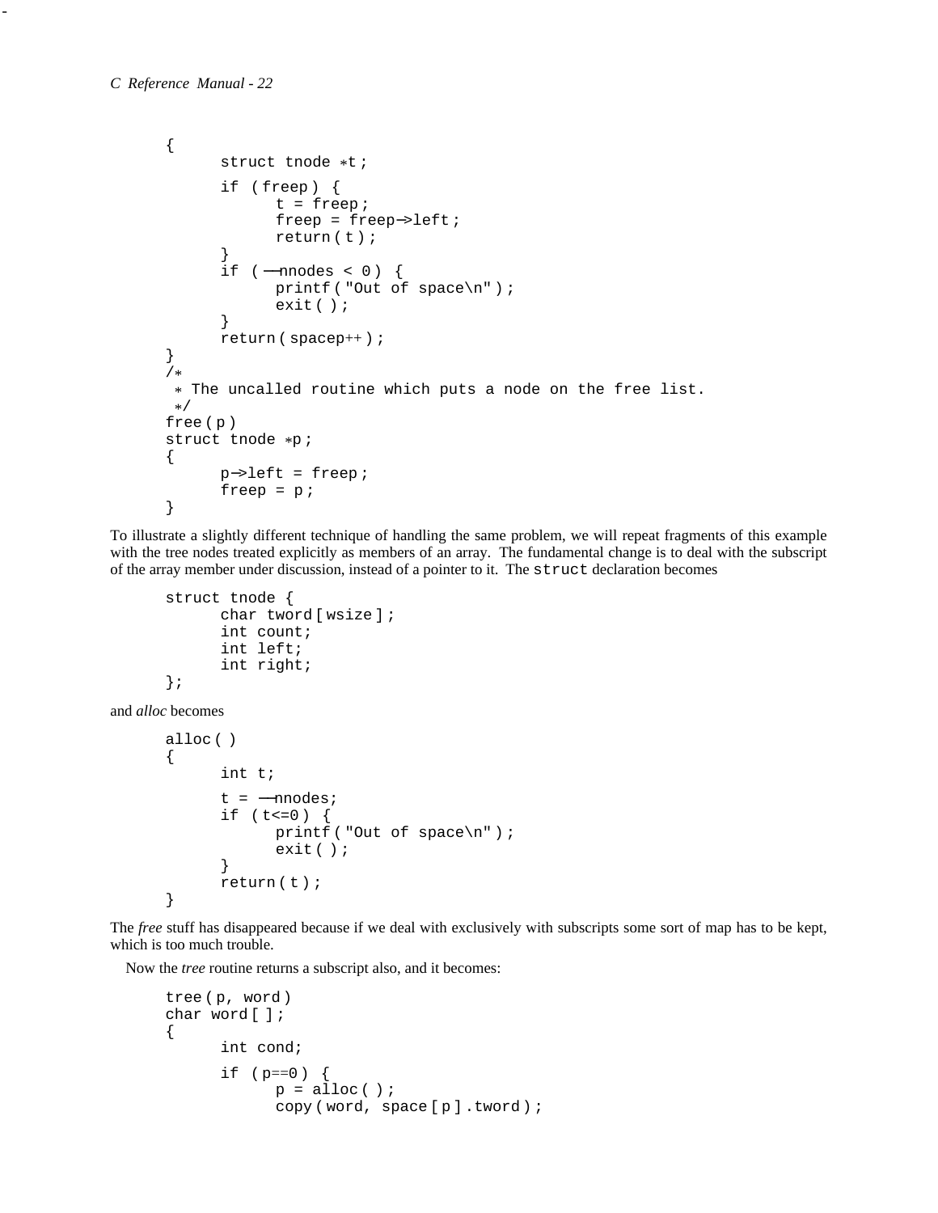```
{
      struct tnode *t;
      if (freep) {
            t = freep;
            freep = freep->left;
            return(t);
      }
      if (--nnodes < 0) {
            printf("Out of space\n");
            exit();
      }
      return(spacep++);
}
/*
 * The uncalled routine which puts a node on the free list.
 */
free(p)
struct tnode *p;
{
      p->left = freep;
      freep = p;
}
```

To illustrate a slightly different technique of handling the same problem, we will repeat fragments of this example with the tree nodes treated explicitly as members of an array. The fundamental change is to deal with the subscript of the array member under discussion, instead of a pointer to it. The `struct` declaration becomes

```
struct tnode {
      char tword[wsize];
      int count;
      int left;
      int right;
};
```

and *alloc* becomes

```
alloc()
{
      int t;
      t = --nnodes;
      if (t<=0) {
            printf("Out of space\n");
            exit();
      }
      return(t);
}
```

The *free* stuff has disappeared because if we deal with exclusively with subscripts some sort of map has to be kept, which is too much trouble.

Now the *tree* routine returns a subscript also, and it becomes:

```
tree(p, word)
char word[];
{
      int cond;
      if (p==0) {
            p = alloc();
            copy(word, space[p].tword);
```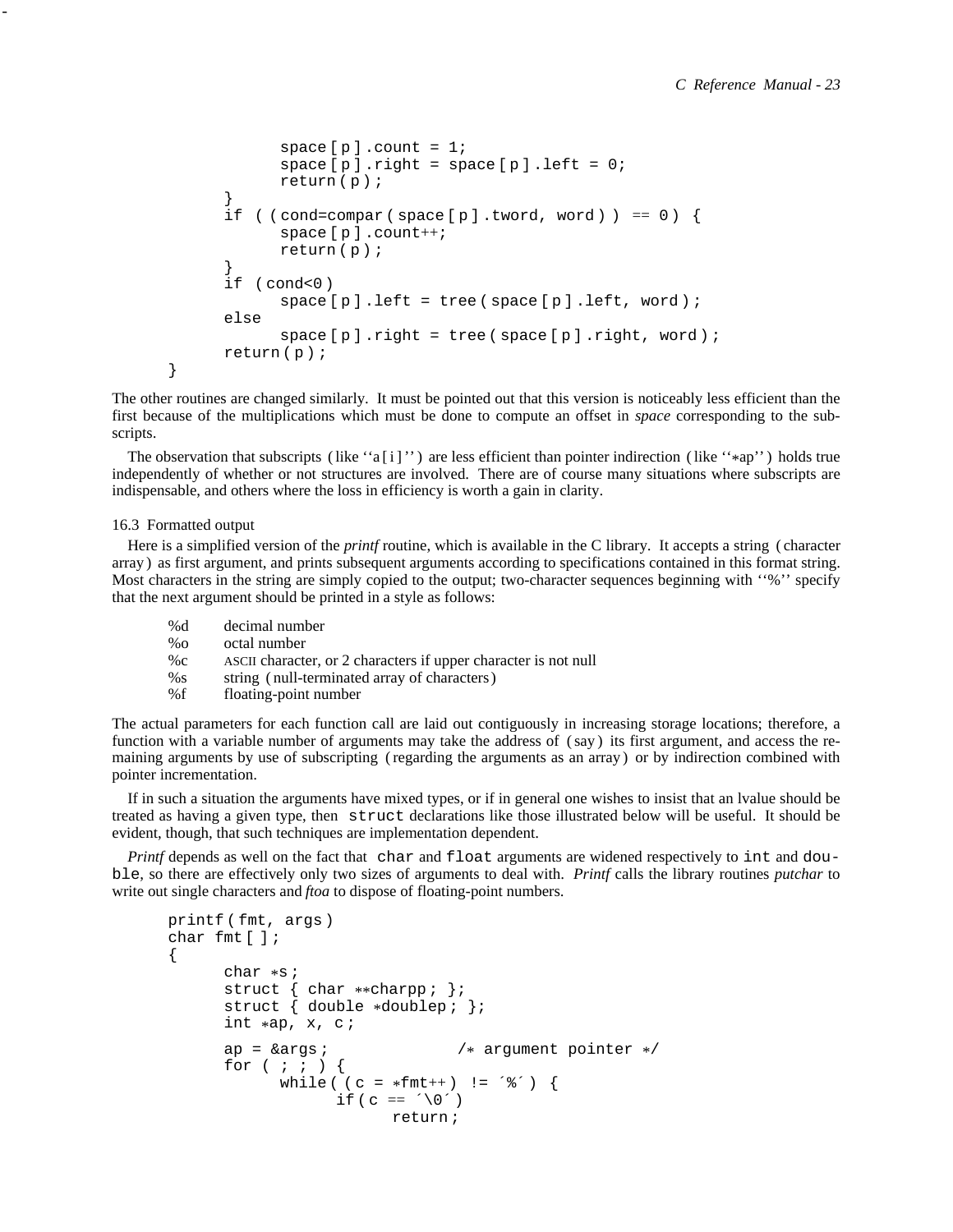```
            space[p].count = 1;
            space[p].right = space[p].left = 0;
            return(p);
        }
        if ( (cond=compar(space[p].tword, word)) == 0) {
            space[p].count++;
            return(p);
        }
        if (cond<0)
            space[p].left = tree(space[p].left, word);
        else
            space[p].right = tree(space[p].right, word);
        return(p);
}
```

The other routines are changed similarly. It must be pointed out that this version is noticeably less efficient than the first because of the multiplications which must be done to compute an offset in *space* corresponding to the subscripts.

The observation that subscripts (like ''a[i]'') are less efficient than pointer indirection (like ''*ap'') holds true independently of whether or not structures are involved. There are of course many situations where subscripts are indispensable, and others where the loss in efficiency is worth a gain in clarity.

16.3 Formatted output

Here is a simplified version of the *printf* routine, which is available in the C library. It accepts a string (character array) as first argument, and prints subsequent arguments according to specifications contained in this format string. Most characters in the string are simply copied to the output; two-character sequences beginning with ''%'' specify that the next argument should be printed in a style as follows:

| | |
|---|---|
| %d | decimal number |
| %o | octal number |
| %c | ASCII character, or 2 characters if upper character is not null |
| %s | string (null-terminated array of characters) |
| %f | floating-point number |

The actual parameters for each function call are laid out contiguously in increasing storage locations; therefore, a function with a variable number of arguments may take the address of (say) its first argument, and access the remaining arguments by use of subscripting (regarding the arguments as an array) or by indirection combined with pointer incrementation.

If in such a situation the arguments have mixed types, or if in general one wishes to insist that an lvalue should be treated as having a given type, then `struct` declarations like those illustrated below will be useful. It should be evident, though, that such techniques are implementation dependent.

*Printf* depends as well on the fact that `char` and `float` arguments are widened respectively to `int` and `double`, so there are effectively only two sizes of arguments to deal with. *Printf* calls the library routines *putchar* to write out single characters and *ftoa* to dispose of floating-point numbers.

```
printf(fmt, args)
char fmt[];
{
      char *s;
      struct { char **charpp; };
      struct { double *doublep; };
      int *ap, x, c;

      ap = &args;              /* argument pointer */
      for ( ; ; ) {
            while( (c = *fmt++) != '%') {
                  if(c == '\0')
                        return;
```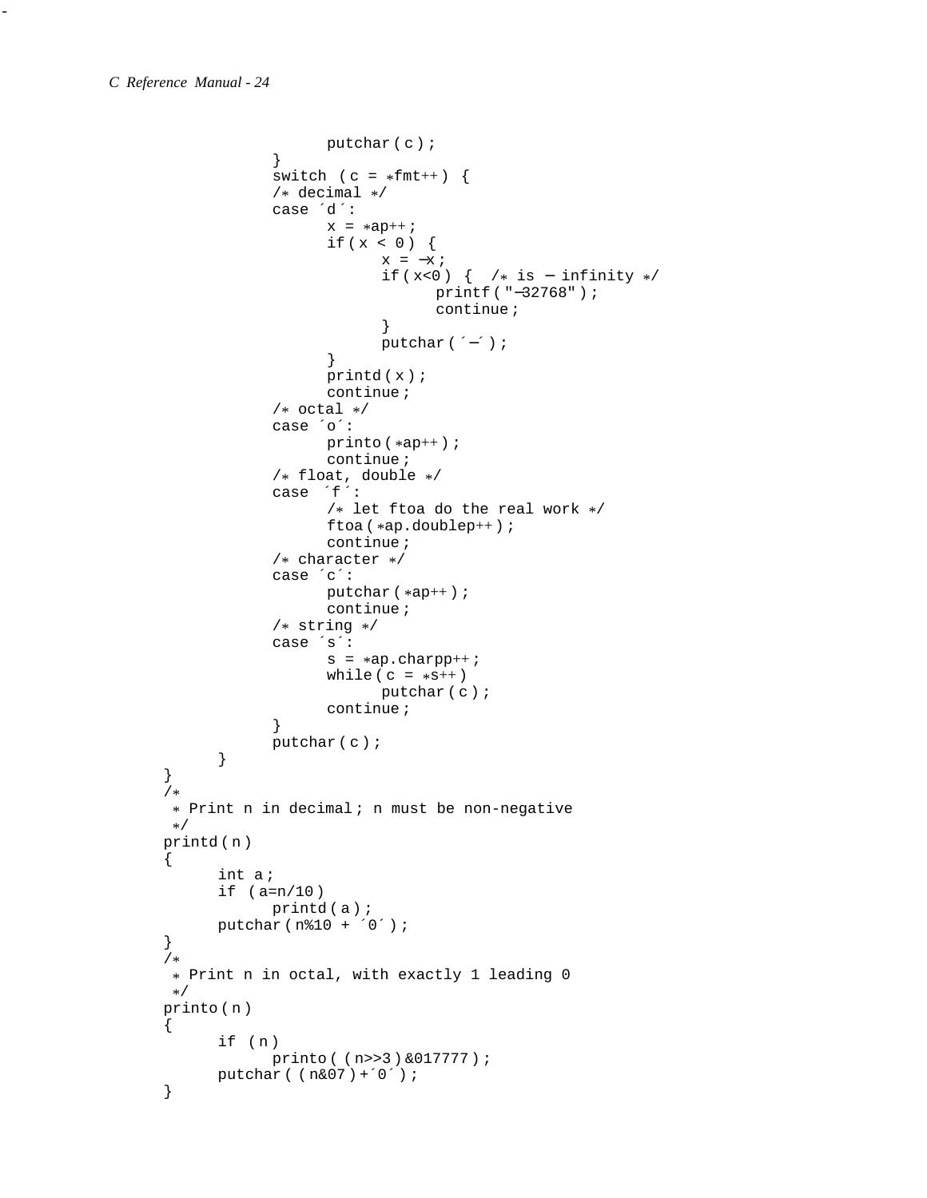```
                putchar(c);
            }
            switch (c = *fmt++) {
            /* decimal */
            case ´d´:
                x = *ap++;
                if(x < 0) {
                    x = −x;
                    if(x<0) {  /* is − infinity */
                        printf("−32768");
                        continue;
                    }
                    putchar(´−´);
                }
                printd(x);
                continue;
            /* octal */
            case ´o´:
                printo(*ap++);
                continue;
            /* float, double */
            case ´f´:
                /* let ftoa do the real work */
                ftoa(*ap.doublep++);
                continue;
            /* character */
            case ´c´:
                putchar(*ap++);
                continue;
            /* string */
            case ´s´:
                s = *ap.charpp++;
                while(c = *s++)
                    putchar(c);
                continue;
            }
            putchar(c);
        }
    }
    /*
     * Print n in decimal; n must be non-negative
     */
    printd(n)
    {
        int a;
        if (a=n/10)
            printd(a);
        putchar(n%10 + ´0´);
    }
    /*
     * Print n in octal, with exactly 1 leading 0
     */
    printo(n)
    {
        if (n)
            printo((n>>3)&017777);
        putchar((n&07)+´0´);
    }
```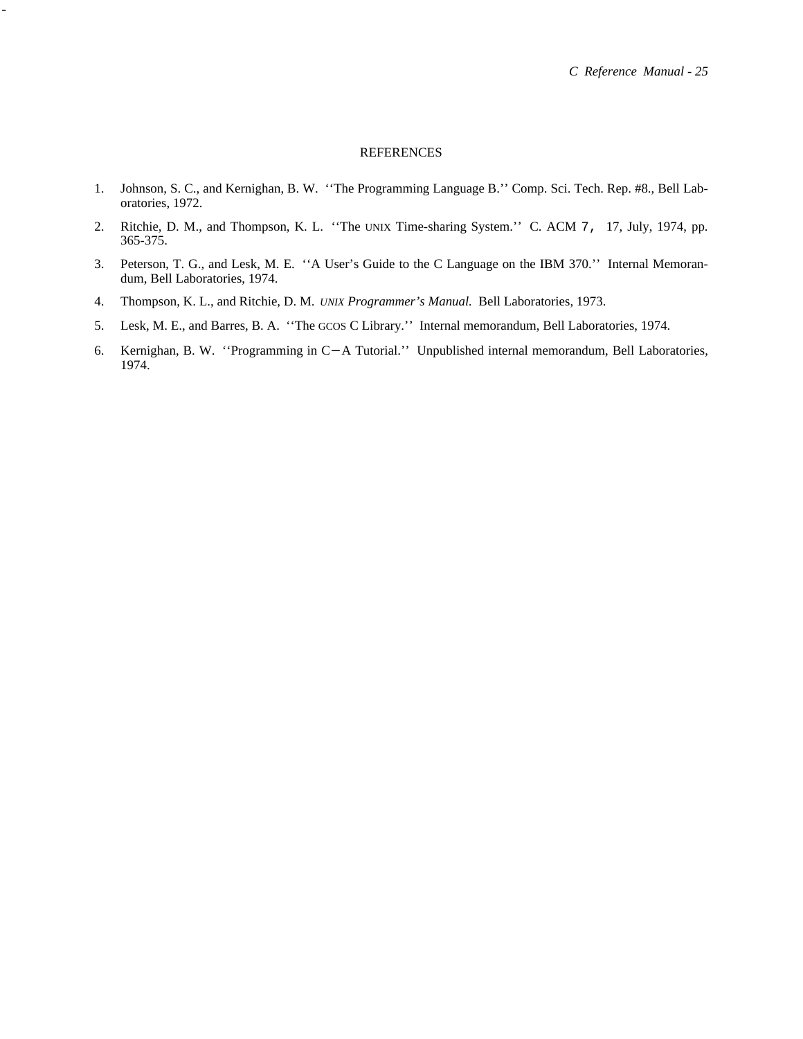# REFERENCES

1. Johnson, S. C., and Kernighan, B. W. ''The Programming Language B.'' Comp. Sci. Tech. Rep. #8., Bell Laboratories, 1972.

2. Ritchie, D. M., and Thompson, K. L. ''The UNIX Time-sharing System.'' C. ACM 7, 17, July, 1974, pp. 365-375.

3. Peterson, T. G., and Lesk, M. E. ''A User's Guide to the C Language on the IBM 370.'' Internal Memorandum, Bell Laboratories, 1974.

4. Thompson, K. L., and Ritchie, D. M. *UNIX Programmer's Manual.* Bell Laboratories, 1973.

5. Lesk, M. E., and Barres, B. A. ''The GCOS C Library.'' Internal memorandum, Bell Laboratories, 1974.

6. Kernighan, B. W. ''Programming in C—A Tutorial.'' Unpublished internal memorandum, Bell Laboratories, 1974.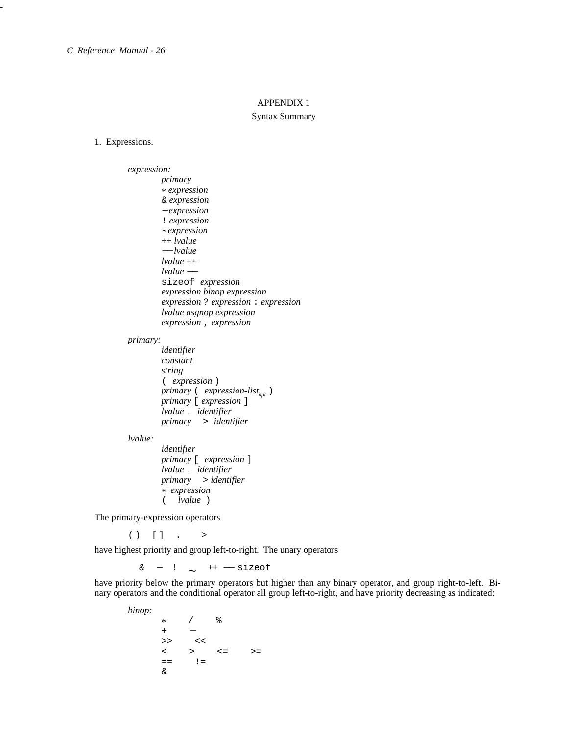## APPENDIX 1

### Syntax Summary

1. Expressions.

*expression:*

```
primary
* expression
& expression
− expression
! expression
~ expression
++ lvalue
−− lvalue
lvalue ++
lvalue −−
sizeof expression
expression binop expression
expression ? expression : expression
lvalue asgnop expression
expression , expression
```

*primary:*

```
identifier
constant
string
( expression )
primary ( expression-list_opt )
primary [ expression ]
lvalue . identifier
primary > identifier
```

*lvalue:*

```
identifier
primary [ expression ]
lvalue . identifier
primary > identifier
* expression
( lvalue )
```

The primary-expression operators

```
( )  [ ]  .  >
```

have highest priority and group left-to-right. The unary operators

```
&  −  !  ~  ++  −−  sizeof
```

have priority below the primary operators but higher than any binary operator, and group right-to-left. Binary operators and the conditional operator all group left-to-right, and have priority decreasing as indicated:

*binop:*

```
*    /    %
+    −
>>   <<
<    >    <=    >=
==   !=
&
```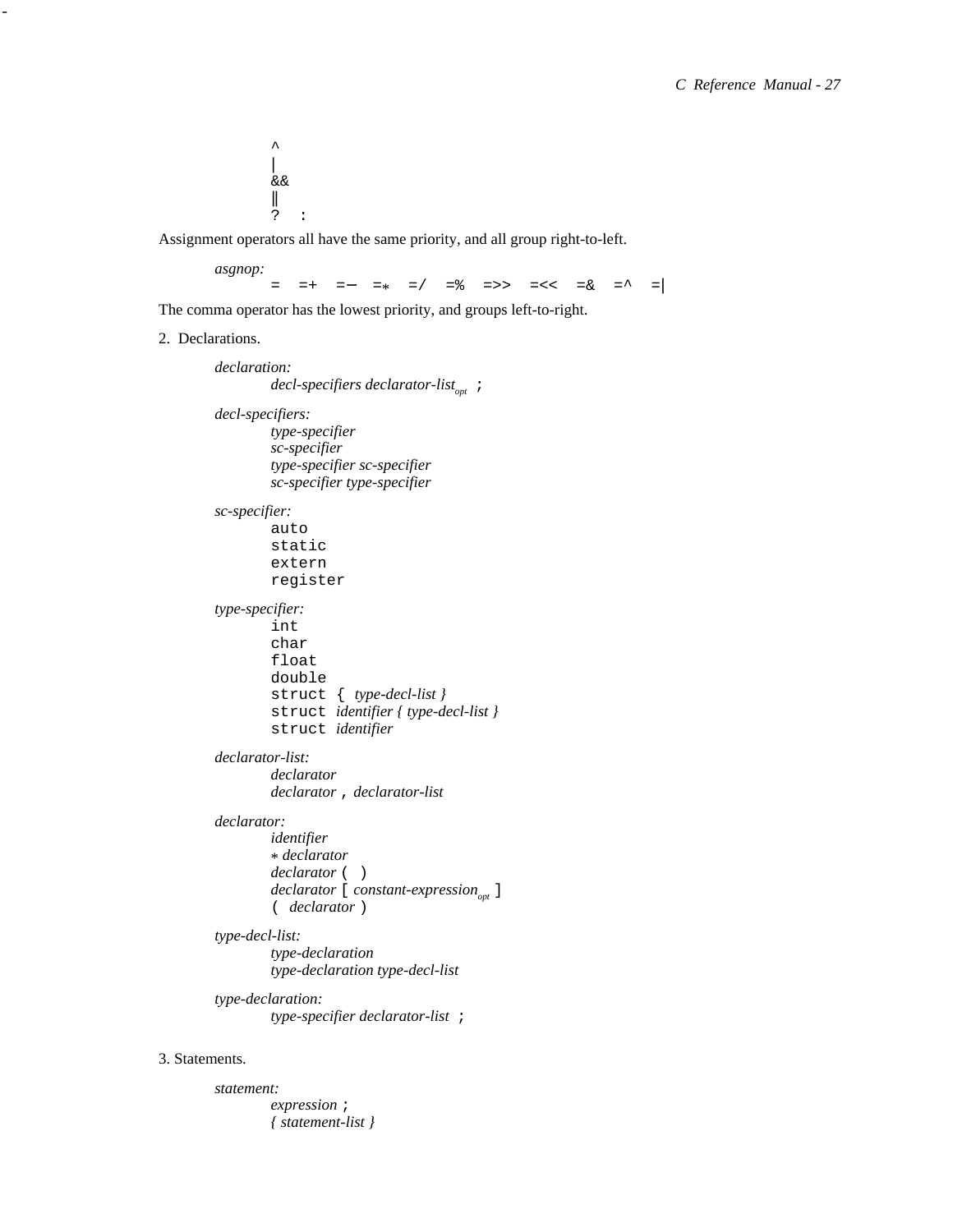```
^
|
&&
||
?  :
```

Assignment operators all have the same priority, and all group right-to-left.

*asgnop:*

```
=   =+   =-   =*   =/   =%   =>>   =<<   =&   =^   =|
```

The comma operator has the lowest priority, and groups left-to-right.

2. Declarations.

*declaration:*
  *decl-specifiers declarator-list*$_{opt}$ `;`

*decl-specifiers:*
  *type-specifier*
  *sc-specifier*
  *type-specifier sc-specifier*
  *sc-specifier type-specifier*

*sc-specifier:*
  `auto`
  `static`
  `extern`
  `register`

*type-specifier:*
  `int`
  `char`
  `float`
  `double`
  `struct {` *type-decl-list }*
  `struct` *identifier { type-decl-list }*
  `struct` *identifier*

*declarator-list:*
  *declarator*
  *declarator* `,` *declarator-list*

*declarator:*
  *identifier*
  * *declarator*
  *declarator* `( )`
  *declarator* `[` *constant-expression*$_{opt}$ `]`
  `(` *declarator* `)`

*type-decl-list:*
  *type-declaration*
  *type-declaration type-decl-list*

*type-declaration:*
  *type-specifier declarator-list* `;`

3. Statements.

*statement:*
  *expression* `;`
  *{ statement-list }*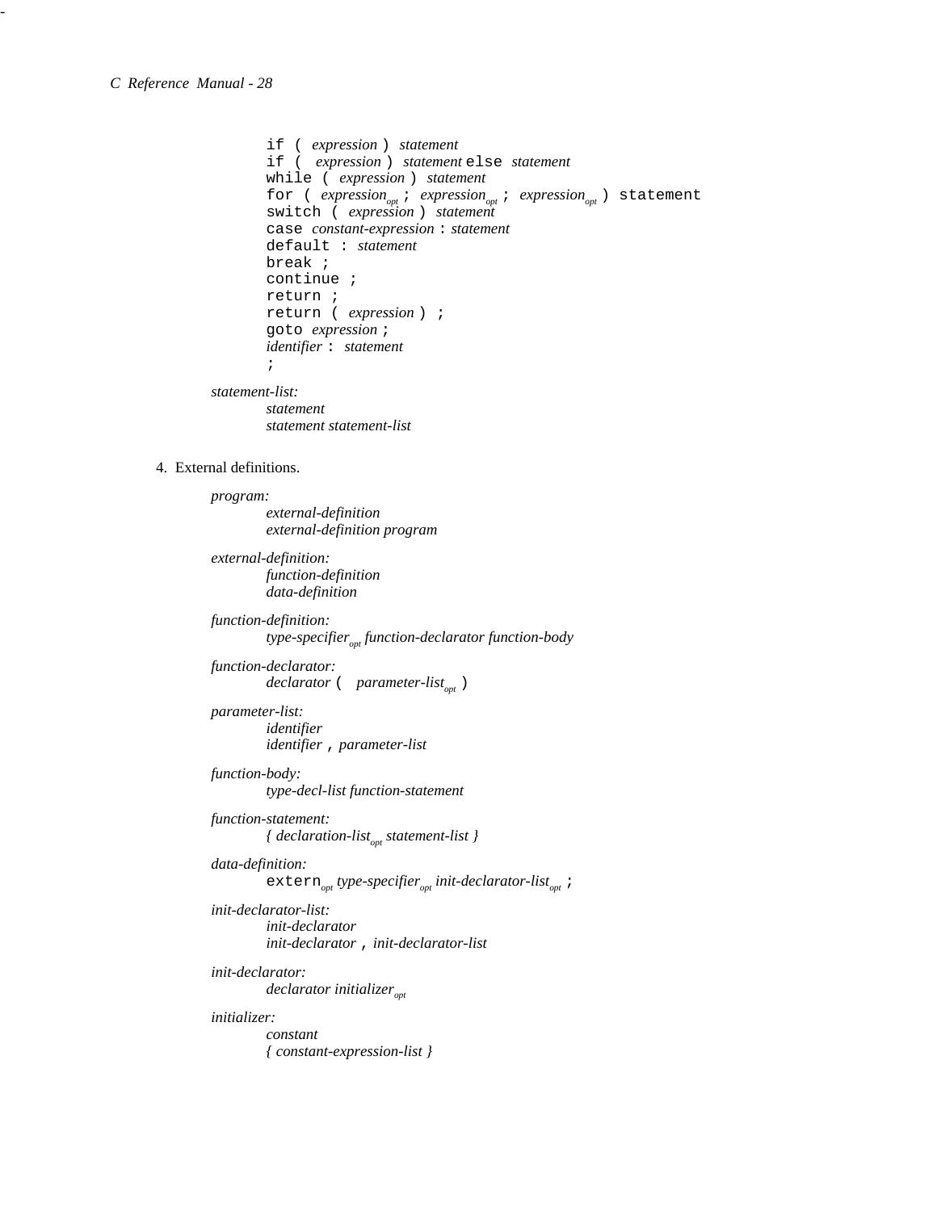if ( *expression* ) *statement*
if ( *expression* ) *statement* else *statement*
while ( *expression* ) *statement*
for ( *expression*$_{opt}$ ; *expression*$_{opt}$ ; *expression*$_{opt}$ ) statement
switch ( *expression* ) *statement*
case *constant-expression* : *statement*
default : *statement*
break ;
continue ;
return ;
return ( *expression* ) ;
goto *expression* ;
*identifier* : *statement*
;

*statement-list:*
*statement*
*statement statement-list*

4. External definitions.

*program:*
*external-definition*
*external-definition program*

*external-definition:*
*function-definition*
*data-definition*

*function-definition:*
*type-specifier*$_{opt}$ *function-declarator function-body*

*function-declarator:*
*declarator* ( *parameter-list*$_{opt}$ )

*parameter-list:*
*identifier*
*identifier* , *parameter-list*

*function-body:*
*type-decl-list function-statement*

*function-statement:*
*{ declaration-list*$_{opt}$ *statement-list }*

*data-definition:*
extern$_{opt}$ *type-specifier*$_{opt}$ *init-declarator-list*$_{opt}$ ;

*init-declarator-list:*
*init-declarator*
*init-declarator* , *init-declarator-list*

*init-declarator:*
*declarator initializer*$_{opt}$

*initializer:*
*constant*
*{ constant-expression-list }*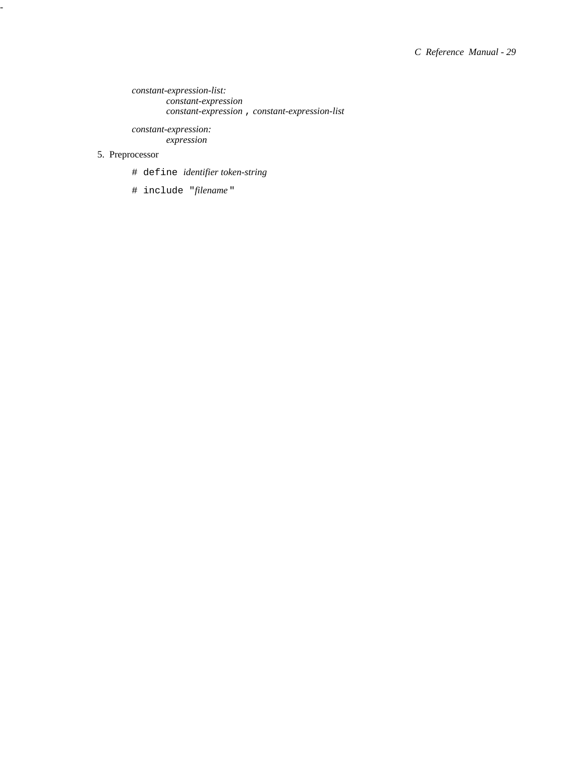*constant-expression-list:*
  *constant-expression*
  *constant-expression* , *constant-expression-list*

*constant-expression:*
  *expression*

5. Preprocessor

  `# define` *identifier token-string*

  `# include "`*filename*`"`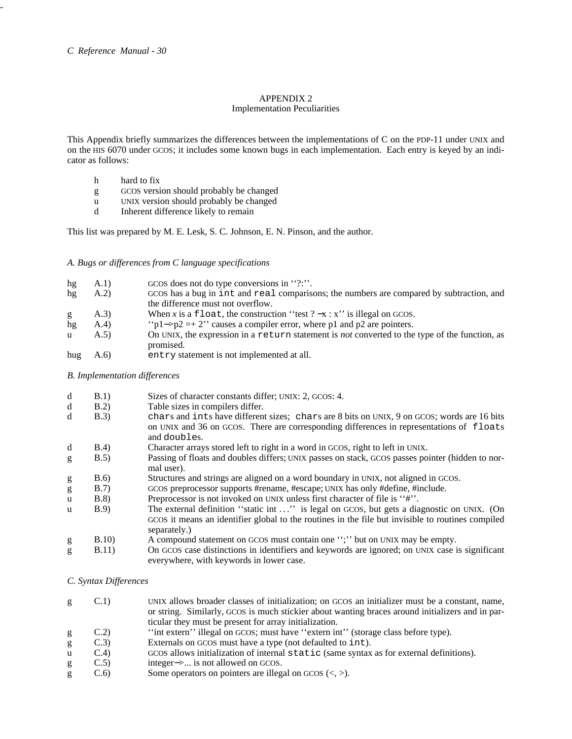## APPENDIX 2
### Implementation Peculiarities

This Appendix briefly summarizes the differences between the implementations of C on the PDP-11 under UNIX and on the HIS 6070 under GCOS; it includes some known bugs in each implementation. Each entry is keyed by an indicator as follows:

| | |
|---|---|
| h | hard to fix |
| g | GCOS version should probably be changed |
| u | UNIX version should probably be changed |
| d | Inherent difference likely to remain |

This list was prepared by M. E. Lesk, S. C. Johnson, E. N. Pinson, and the author.

*A. Bugs or differences from C language specifications*

| | | |
|---|---|---|
| hg | A.1) | GCOS does not do type conversions in ‘‘?:’’. |
| hg | A.2) | GCOS has a bug in `int` and `real` comparisons; the numbers are compared by subtraction, and the difference must not overflow. |
| g | A.3) | When *x* is a `float`, the construction ‘‘test ? −x : x’’ is illegal on GCOS. |
| hg | A.4) | ‘‘p1−>p2 =+ 2’’ causes a compiler error, where p1 and p2 are pointers. |
| u | A.5) | On UNIX, the expression in a `return` statement is *not* converted to the type of the function, as promised. |
| hug | A.6) | `entry` statement is not implemented at all. |

*B. Implementation differences*

| | | |
|---|---|---|
| d | B.1) | Sizes of character constants differ; UNIX: 2, GCOS: 4. |
| d | B.2) | Table sizes in compilers differ. |
| d | B.3) | `char`s and `int`s have different sizes; `char`s are 8 bits on UNIX, 9 on GCOS; words are 16 bits on UNIX and 36 on GCOS. There are corresponding differences in representations of `float`s and `double`s. |
| d | B.4) | Character arrays stored left to right in a word in GCOS, right to left in UNIX. |
| g | B.5) | Passing of floats and doubles differs; UNIX passes on stack, GCOS passes pointer (hidden to normal user). |
| g | B.6) | Structures and strings are aligned on a word boundary in UNIX, not aligned in GCOS. |
| g | B.7) | GCOS preprocessor supports #rename, #escape; UNIX has only #define, #include. |
| u | B.8) | Preprocessor is not invoked on UNIX unless first character of file is ‘‘#’’. |
| u | B.9) | The external definition ‘‘static int ...’’ is legal on GCOS, but gets a diagnostic on UNIX. (On GCOS it means an identifier global to the routines in the file but invisible to routines compiled separately.) |
| g | B.10) | A compound statement on GCOS must contain one ‘‘;’’ but on UNIX may be empty. |
| g | B.11) | On GCOS case distinctions in identifiers and keywords are ignored; on UNIX case is significant everywhere, with keywords in lower case. |

*C. Syntax Differences*

| | | |
|---|---|---|
| g | C.1) | UNIX allows broader classes of initialization; on GCOS an initializer must be a constant, name, or string. Similarly, GCOS is much stickier about wanting braces around initializers and in particular they must be present for array initialization. |
| g | C.2) | ‘‘int extern’’ illegal on GCOS; must have ‘‘extern int’’ (storage class before type). |
| g | C.3) | Externals on GCOS must have a type (not defaulted to `int`). |
| u | C.4) | GCOS allows initialization of internal `static` (same syntax as for external definitions). |
| g | C.5) | integer−>... is not allowed on GCOS. |
| g | C.6) | Some operators on pointers are illegal on GCOS (<, >). |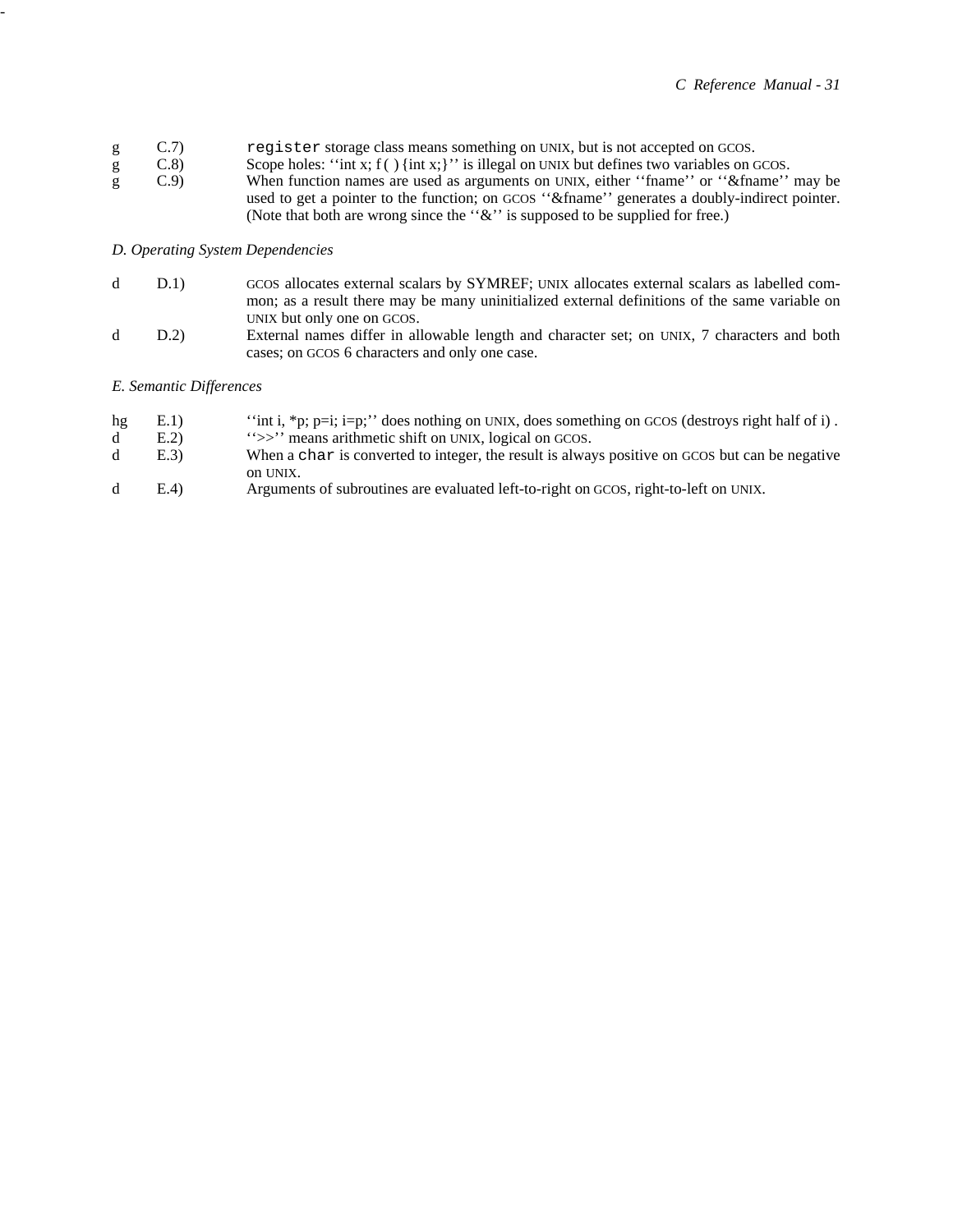g C.7) `register` storage class means something on UNIX, but is not accepted on GCOS.

g C.8) Scope holes: ‘‘int x; f ( ) {int x;}’’ is illegal on UNIX but defines two variables on GCOS.

g C.9) When function names are used as arguments on UNIX, either ‘‘fname’’ or ‘‘&fname’’ may be used to get a pointer to the function; on GCOS ‘‘&fname’’ generates a doubly-indirect pointer. (Note that both are wrong since the ‘‘&’’ is supposed to be supplied for free.)

*D. Operating System Dependencies*

d D.1) GCOS allocates external scalars by SYMREF; UNIX allocates external scalars as labelled common; as a result there may be many uninitialized external definitions of the same variable on UNIX but only one on GCOS.

d D.2) External names differ in allowable length and character set; on UNIX, 7 characters and both cases; on GCOS 6 characters and only one case.

*E. Semantic Differences*

hg E.1) ‘‘int i, *p; p=i; i=p;’’ does nothing on UNIX, does something on GCOS (destroys right half of i) .

d E.2) ‘‘>>’’ means arithmetic shift on UNIX, logical on GCOS.

d E.3) When a `char` is converted to integer, the result is always positive on GCOS but can be negative on UNIX.

d E.4) Arguments of subroutines are evaluated left-to-right on GCOS, right-to-left on UNIX.